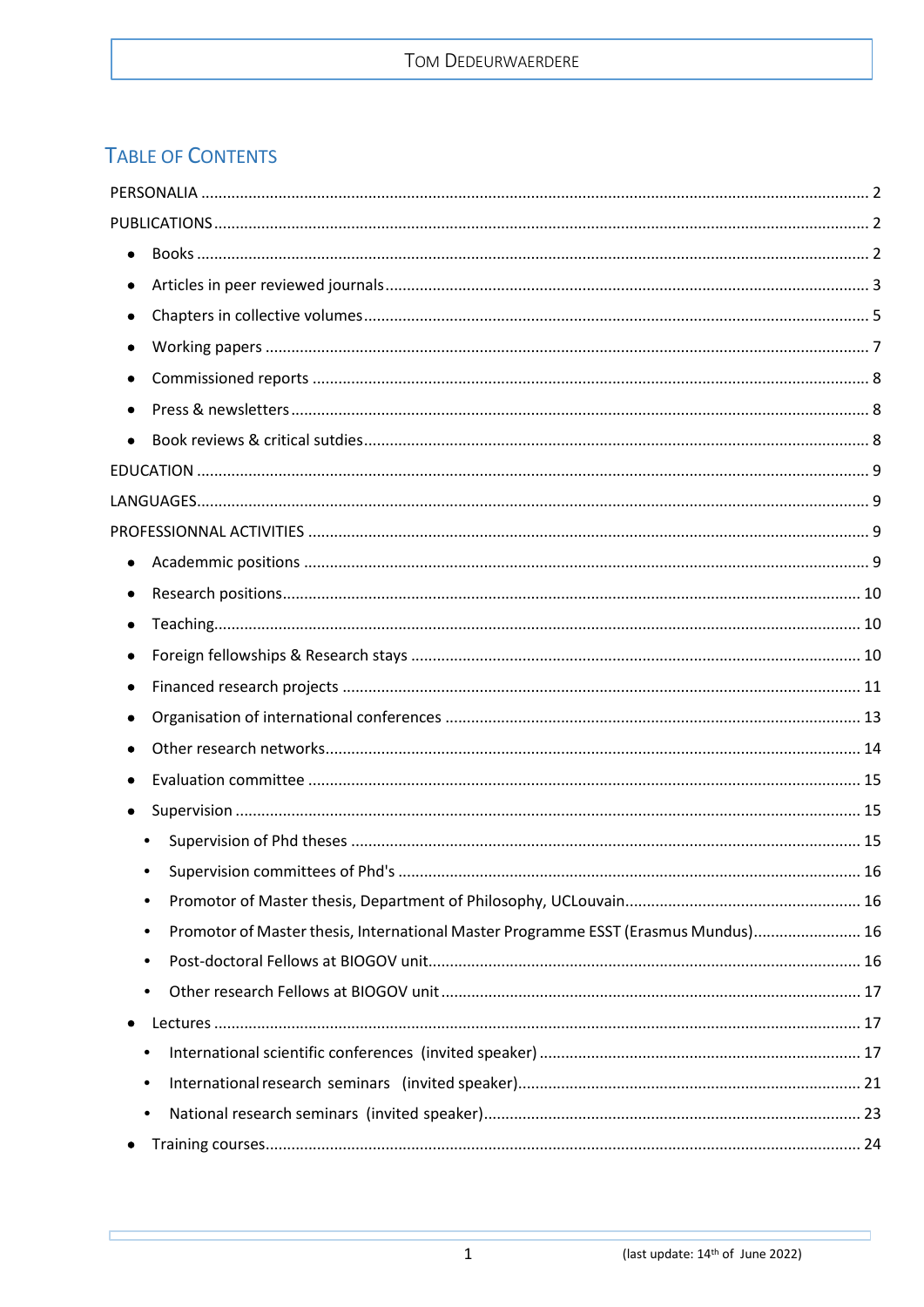# TABLE OF CONTENTS

PERSONALIA ........................................................................................................................ 2

PUBLICATIONS ....................................................................................................................... 2

- Books ......................................................................................................................... 2
- Articles in peer reviewed journals ............................................................................. 3
- Chapters in collective volumes ................................................................................. 5
- Working papers .......................................................................................................... 7
- Commissioned reports ............................................................................................... 8
- Press & newsletters .................................................................................................... 8
- Book reviews & critical sutdies .................................................................................. 8

EDUCATION ........................................................................................................................... 9

LANGUAGES ........................................................................................................................... 9

PROFESSIONNAL ACTIVITIES ............................................................................................... 9

- Academmic positions ................................................................................................. 9
- Research positions .................................................................................................... 10
- Teaching .................................................................................................................... 10
- Foreign fellowships & Research stays ..................................................................... 10
- Financed research projects ....................................................................................... 11
- Organisation of international conferences .............................................................. 13
- Other research networks .......................................................................................... 14
- Evaluation committee .............................................................................................. 15
- Supervision ............................................................................................................... 15
  - Supervision of Phd theses ..................................................................................... 15
  - Supervision committees of Phd's .......................................................................... 16
  - Promotor of Master thesis, Department of Philosophy, UCLouvain ..................... 16
  - Promotor of Master thesis, International Master Programme ESST (Erasmus Mundus) ..... 16
  - Post-doctoral Fellows at BIOGOV unit ................................................................... 16
  - Other research Fellows at BIOGOV unit ................................................................. 17
- Lectures .................................................................................................................... 17
  - International scientific conferences (invited speaker) ........................................... 17
  - International research seminars (invited speaker) ................................................ 21
  - National research seminars (invited speaker) ....................................................... 23
- Training courses ........................................................................................................ 24

(last update: 14th of June 2022)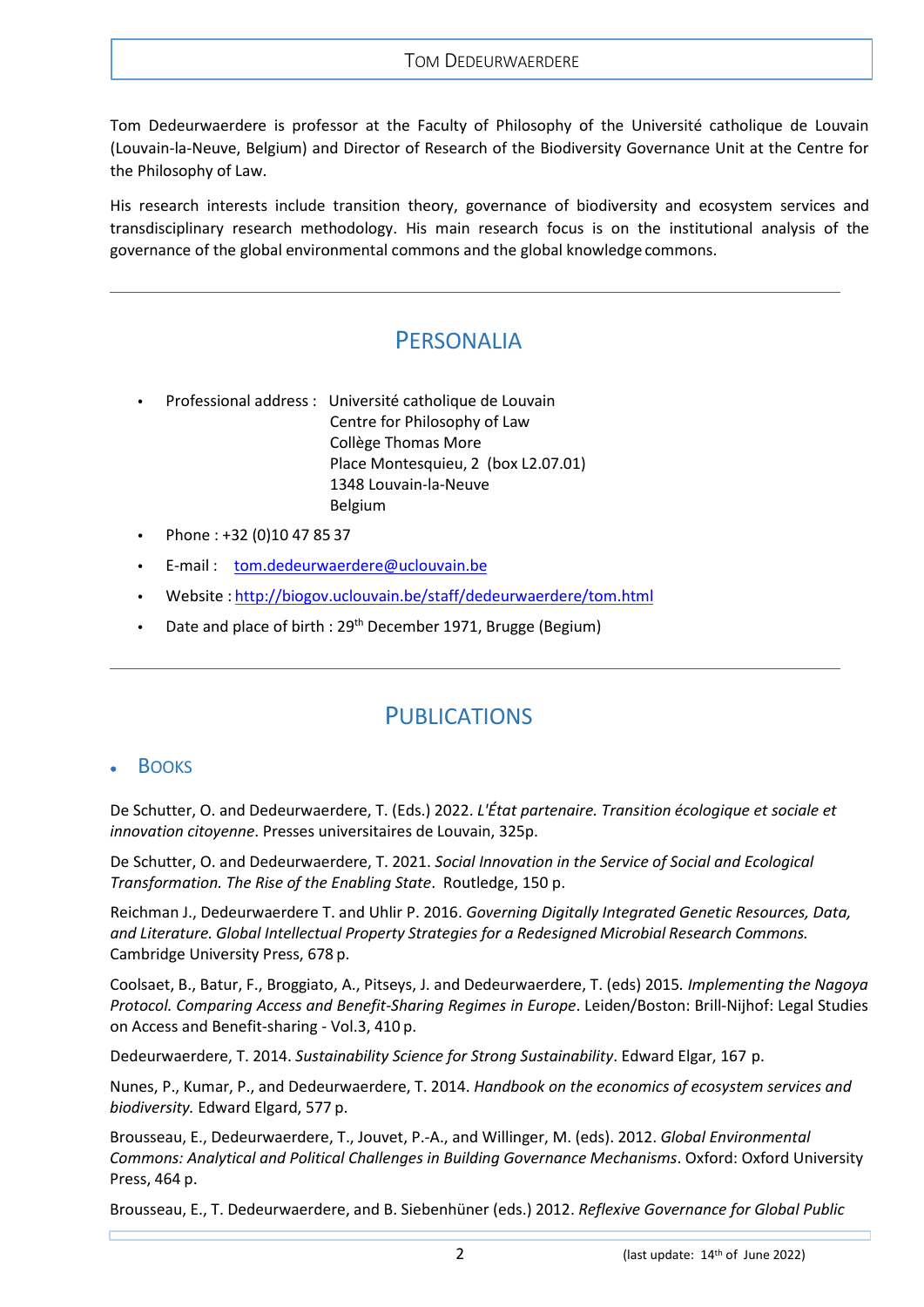# Tom Dedeurwaerdere

Tom Dedeurwaerdere is professor at the Faculty of Philosophy of the Université catholique de Louvain (Louvain-la-Neuve, Belgium) and Director of Research of the Biodiversity Governance Unit at the Centre for the Philosophy of Law.

His research interests include transition theory, governance of biodiversity and ecosystem services and transdisciplinary research methodology. His main research focus is on the institutional analysis of the governance of the global environmental commons and the global knowledge commons.

---

## Personalia

- Professional address : Université catholique de Louvain
  Centre for Philosophy of Law
  Collège Thomas More
  Place Montesquieu, 2 (box L2.07.01)
  1348 Louvain-la-Neuve
  Belgium
- Phone : +32 (0)10 47 85 37
- E-mail : tom.dedeurwaerdere@uclouvain.be
- Website : http://biogov.uclouvain.be/staff/dedeurwaerdere/tom.html
- Date and place of birth : 29th December 1971, Brugge (Begium)

---

## Publications

### Books

De Schutter, O. and Dedeurwaerdere, T. (Eds.) 2022. *L'État partenaire. Transition écologique et sociale et innovation citoyenne*. Presses universitaires de Louvain, 325p.

De Schutter, O. and Dedeurwaerdere, T. 2021. *Social Innovation in the Service of Social and Ecological Transformation. The Rise of the Enabling State*. Routledge, 150 p.

Reichman J., Dedeurwaerdere T. and Uhlir P. 2016. *Governing Digitally Integrated Genetic Resources, Data, and Literature. Global Intellectual Property Strategies for a Redesigned Microbial Research Commons.* Cambridge University Press, 678 p.

Coolsaet, B., Batur, F., Broggiato, A., Pitseys, J. and Dedeurwaerdere, T. (eds) 2015. *Implementing the Nagoya Protocol. Comparing Access and Benefit-Sharing Regimes in Europe*. Leiden/Boston: Brill-Nijhof: Legal Studies on Access and Benefit-sharing - Vol.3, 410 p.

Dedeurwaerdere, T. 2014. *Sustainability Science for Strong Sustainability*. Edward Elgar, 167 p.

Nunes, P., Kumar, P., and Dedeurwaerdere, T. 2014. *Handbook on the economics of ecosystem services and biodiversity.* Edward Elgard, 577 p.

Brousseau, E., Dedeurwaerdere, T., Jouvet, P.-A., and Willinger, M. (eds). 2012. *Global Environmental Commons: Analytical and Political Challenges in Building Governance Mechanisms*. Oxford: Oxford University Press, 464 p.

Brousseau, E., T. Dedeurwaerdere, and B. Siebenhüner (eds.) 2012. *Reflexive Governance for Global Public*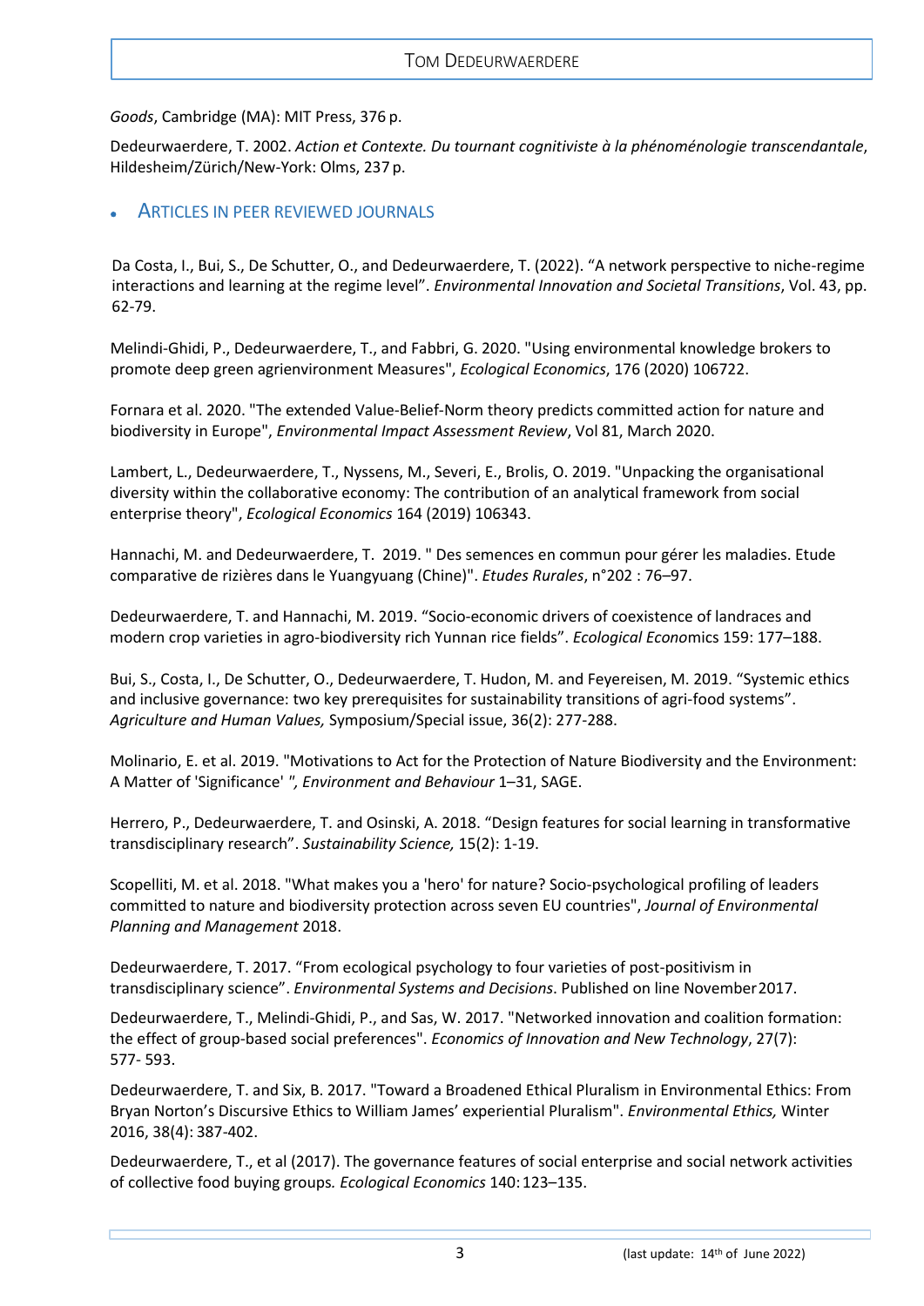*Goods*, Cambridge (MA): MIT Press, 376 p.

Dedeurwaerdere, T. 2002. *Action et Contexte. Du tournant cognitiviste à la phénoménologie transcendantale*, Hildesheim/Zürich/New-York: Olms, 237 p.

- ## Articles in peer reviewed journals

Da Costa, I., Bui, S., De Schutter, O., and Dedeurwaerdere, T. (2022). "A network perspective to niche-regime interactions and learning at the regime level". *Environmental Innovation and Societal Transitions*, Vol. 43, pp. 62-79.

Melindi-Ghidi, P., Dedeurwaerdere, T., and Fabbri, G. 2020. "Using environmental knowledge brokers to promote deep green agrienvironment Measures", *Ecological Economics*, 176 (2020) 106722.

Fornara et al. 2020. "The extended Value-Belief-Norm theory predicts committed action for nature and biodiversity in Europe", *Environmental Impact Assessment Review*, Vol 81, March 2020.

Lambert, L., Dedeurwaerdere, T., Nyssens, M., Severi, E., Brolis, O. 2019. "Unpacking the organisational diversity within the collaborative economy: The contribution of an analytical framework from social enterprise theory", *Ecological Economics* 164 (2019) 106343.

Hannachi, M. and Dedeurwaerdere, T. 2019. " Des semences en commun pour gérer les maladies. Etude comparative de rizières dans le Yuangyuang (Chine)". *Etudes Rurales*, n°202 : 76–97.

Dedeurwaerdere, T. and Hannachi, M. 2019. "Socio-economic drivers of coexistence of landraces and modern crop varieties in agro-biodiversity rich Yunnan rice fields". *Ecological Economics* 159: 177–188.

Bui, S., Costa, I., De Schutter, O., Dedeurwaerdere, T. Hudon, M. and Feyereisen, M. 2019. "Systemic ethics and inclusive governance: two key prerequisites for sustainability transitions of agri-food systems". *Agriculture and Human Values,* Symposium/Special issue, 36(2): 277-288.

Molinario, E. et al. 2019. "Motivations to Act for the Protection of Nature Biodiversity and the Environment: A Matter of 'Significance' *", Environment and Behaviour* 1–31, SAGE.

Herrero, P., Dedeurwaerdere, T. and Osinski, A. 2018. "Design features for social learning in transformative transdisciplinary research". *Sustainability Science,* 15(2): 1-19.

Scopelliti, M. et al. 2018. "What makes you a 'hero' for nature? Socio-psychological profiling of leaders committed to nature and biodiversity protection across seven EU countries", *Journal of Environmental Planning and Management* 2018.

Dedeurwaerdere, T. 2017. "From ecological psychology to four varieties of post-positivism in transdisciplinary science". *Environmental Systems and Decisions*. Published on line November 2017.

Dedeurwaerdere, T., Melindi-Ghidi, P., and Sas, W. 2017. "Networked innovation and coalition formation: the effect of group-based social preferences". *Economics of Innovation and New Technology*, 27(7): 577- 593.

Dedeurwaerdere, T. and Six, B. 2017. "Toward a Broadened Ethical Pluralism in Environmental Ethics: From Bryan Norton's Discursive Ethics to William James' experiential Pluralism". *Environmental Ethics,* Winter 2016, 38(4): 387-402.

Dedeurwaerdere, T., et al (2017). The governance features of social enterprise and social network activities of collective food buying groups*. Ecological Economics* 140: 123–135.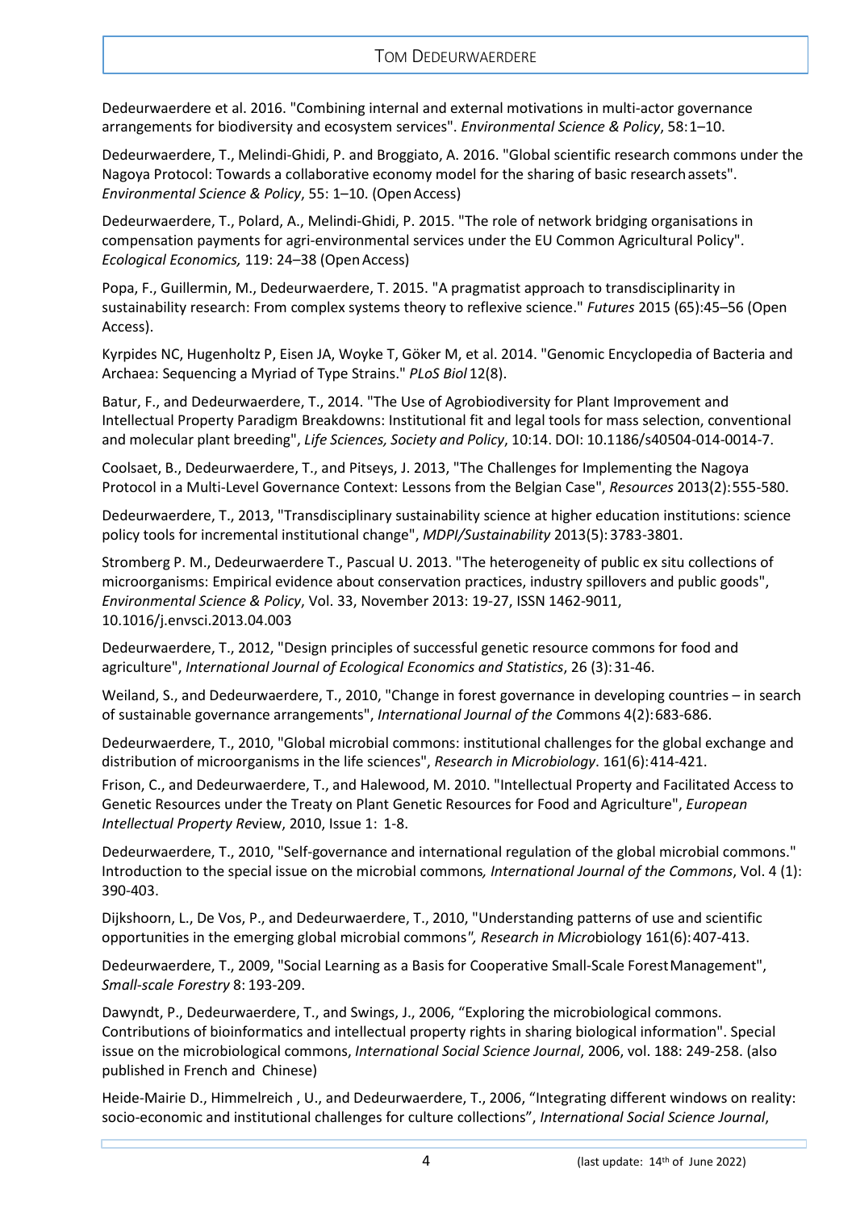Dedeurwaerdere et al. 2016. "Combining internal and external motivations in multi-actor governance arrangements for biodiversity and ecosystem services". *Environmental Science & Policy*, 58:1–10.

Dedeurwaerdere, T., Melindi-Ghidi, P. and Broggiato, A. 2016. "Global scientific research commons under the Nagoya Protocol: Towards a collaborative economy model for the sharing of basic research assets". *Environmental Science & Policy*, 55: 1–10. (Open Access)

Dedeurwaerdere, T., Polard, A., Melindi-Ghidi, P. 2015. "The role of network bridging organisations in compensation payments for agri-environmental services under the EU Common Agricultural Policy". *Ecological Economics,* 119: 24–38 (Open Access)

Popa, F., Guillermin, M., Dedeurwaerdere, T. 2015. "A pragmatist approach to transdisciplinarity in sustainability research: From complex systems theory to reflexive science." *Futures* 2015 (65):45–56 (Open Access).

Kyrpides NC, Hugenholtz P, Eisen JA, Woyke T, Göker M, et al. 2014. "Genomic Encyclopedia of Bacteria and Archaea: Sequencing a Myriad of Type Strains." *PLoS Biol* 12(8).

Batur, F., and Dedeurwaerdere, T., 2014. "The Use of Agrobiodiversity for Plant Improvement and Intellectual Property Paradigm Breakdowns: Institutional fit and legal tools for mass selection, conventional and molecular plant breeding", *Life Sciences, Society and Policy*, 10:14. DOI: 10.1186/s40504-014-0014-7.

Coolsaet, B., Dedeurwaerdere, T., and Pitseys, J. 2013, "The Challenges for Implementing the Nagoya Protocol in a Multi-Level Governance Context: Lessons from the Belgian Case", *Resources* 2013(2):555-580.

Dedeurwaerdere, T., 2013, "Transdisciplinary sustainability science at higher education institutions: science policy tools for incremental institutional change", *MDPI/Sustainability* 2013(5):3783-3801.

Stromberg P. M., Dedeurwaerdere T., Pascual U. 2013. "The heterogeneity of public ex situ collections of microorganisms: Empirical evidence about conservation practices, industry spillovers and public goods", *Environmental Science & Policy*, Vol. 33, November 2013: 19-27, ISSN 1462-9011, 10.1016/j.envsci.2013.04.003

Dedeurwaerdere, T., 2012, "Design principles of successful genetic resource commons for food and agriculture", *International Journal of Ecological Economics and Statistics*, 26 (3):31-46.

Weiland, S., and Dedeurwaerdere, T., 2010, "Change in forest governance in developing countries – in search of sustainable governance arrangements", *International Journal of the Co*mmons 4(2):683-686.

Dedeurwaerdere, T., 2010, "Global microbial commons: institutional challenges for the global exchange and distribution of microorganisms in the life sciences", *Research in Microbiology*. 161(6):414-421.

Frison, C., and Dedeurwaerdere, T., and Halewood, M. 2010. "Intellectual Property and Facilitated Access to Genetic Resources under the Treaty on Plant Genetic Resources for Food and Agriculture", *European Intellectual Property Re*view, 2010, Issue 1: 1-8.

Dedeurwaerdere, T., 2010, "Self-governance and international regulation of the global microbial commons." Introduction to the special issue on the microbial commons*, International Journal of the Commons*, Vol. 4 (1): 390-403.

Dijkshoorn, L., De Vos, P., and Dedeurwaerdere, T., 2010, "Understanding patterns of use and scientific opportunities in the emerging global microbial commons*", Research in Micro*biology 161(6):407-413.

Dedeurwaerdere, T., 2009, "Social Learning as a Basis for Cooperative Small-Scale Forest Management", *Small-scale Forestry* 8:193-209.

Dawyndt, P., Dedeurwaerdere, T., and Swings, J., 2006, "Exploring the microbiological commons. Contributions of bioinformatics and intellectual property rights in sharing biological information". Special issue on the microbiological commons, *International Social Science Journal*, 2006, vol. 188: 249-258. (also published in French and Chinese)

Heide-Mairie D., Himmelreich , U., and Dedeurwaerdere, T., 2006, "Integrating different windows on reality: socio-economic and institutional challenges for culture collections", *International Social Science Journal*,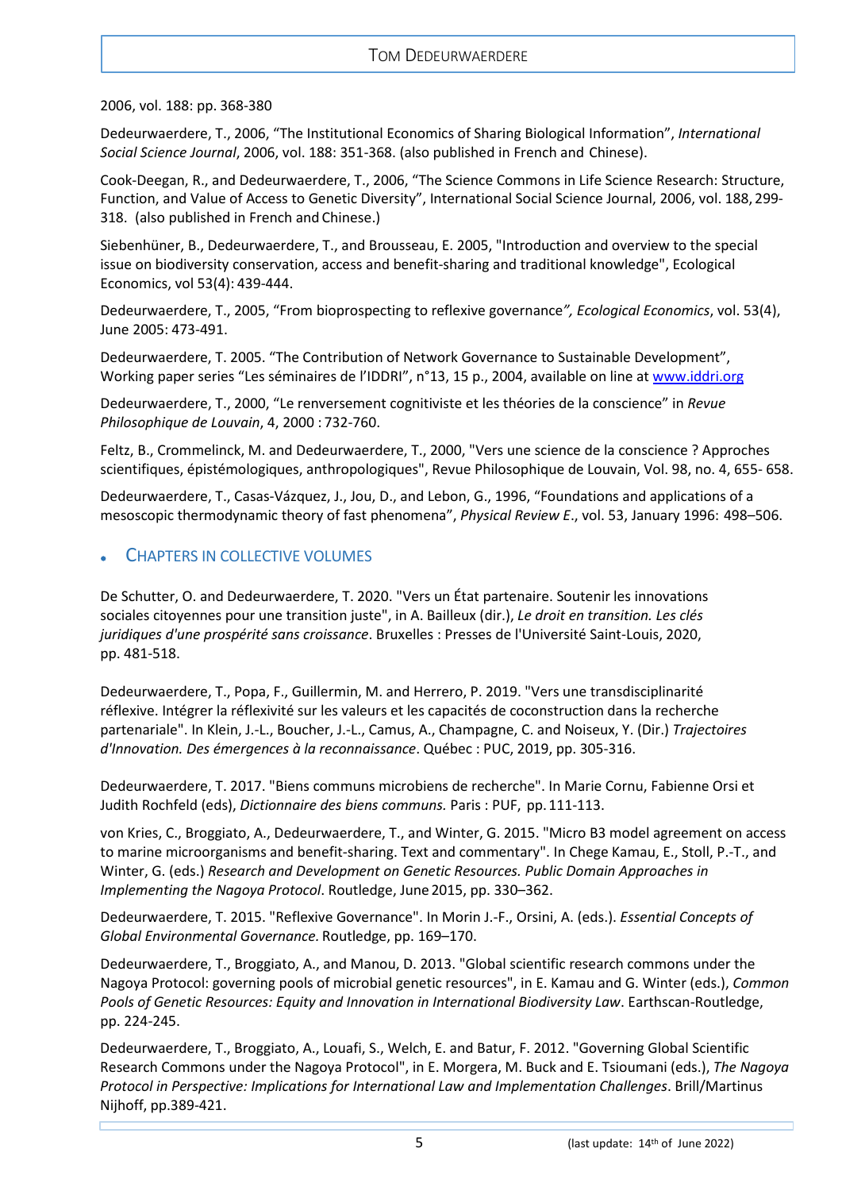2006, vol. 188: pp. 368-380

Dedeurwaerdere, T., 2006, “The Institutional Economics of Sharing Biological Information”, *International Social Science Journal*, 2006, vol. 188: 351-368. (also published in French and Chinese).

Cook-Deegan, R., and Dedeurwaerdere, T., 2006, “The Science Commons in Life Science Research: Structure, Function, and Value of Access to Genetic Diversity”, International Social Science Journal, 2006, vol. 188, 299-318. (also published in French and Chinese.)

Siebenhüner, B., Dedeurwaerdere, T., and Brousseau, E. 2005, "Introduction and overview to the special issue on biodiversity conservation, access and benefit-sharing and traditional knowledge", Ecological Economics, vol 53(4): 439-444.

Dedeurwaerdere, T., 2005, “From bioprospecting to reflexive governance*”, Ecological Economics*, vol. 53(4), June 2005: 473-491.

Dedeurwaerdere, T. 2005. “The Contribution of Network Governance to Sustainable Development”, Working paper series “Les séminaires de l’IDDRI”, n°13, 15 p., 2004, available on line at www.iddri.org

Dedeurwaerdere, T., 2000, “Le renversement cognitiviste et les théories de la conscience” in *Revue Philosophique de Louvain*, 4, 2000 : 732-760.

Feltz, B., Crommelinck, M. and Dedeurwaerdere, T., 2000, "Vers une science de la conscience ? Approches scientifiques, épistémologiques, anthropologiques", Revue Philosophique de Louvain, Vol. 98, no. 4, 655- 658.

Dedeurwaerdere, T., Casas-Vázquez, J., Jou, D., and Lebon, G., 1996, “Foundations and applications of a mesoscopic thermodynamic theory of fast phenomena”, *Physical Review E*., vol. 53, January 1996: 498–506.

- ## CHAPTERS IN COLLECTIVE VOLUMES

De Schutter, O. and Dedeurwaerdere, T. 2020. "Vers un État partenaire. Soutenir les innovations sociales citoyennes pour une transition juste", in A. Bailleux (dir.), *Le droit en transition. Les clés juridiques d'une prospérité sans croissance*. Bruxelles : Presses de l'Université Saint-Louis, 2020, pp. 481-518.

Dedeurwaerdere, T., Popa, F., Guillermin, M. and Herrero, P. 2019. "Vers une transdisciplinarité réflexive. Intégrer la réflexivité sur les valeurs et les capacités de coconstruction dans la recherche partenariale". In Klein, J.-L., Boucher, J.-L., Camus, A., Champagne, C. and Noiseux, Y. (Dir.) *Trajectoires d'Innovation. Des émergences à la reconnaissance*. Québec : PUC, 2019, pp. 305-316.

Dedeurwaerdere, T. 2017. "Biens communs microbiens de recherche". In Marie Cornu, Fabienne Orsi et Judith Rochfeld (eds), *Dictionnaire des biens communs.* Paris : PUF, pp. 111-113.

von Kries, C., Broggiato, A., Dedeurwaerdere, T., and Winter, G. 2015. "Micro B3 model agreement on access to marine microorganisms and benefit-sharing. Text and commentary". In Chege Kamau, E., Stoll, P.-T., and Winter, G. (eds.) *Research and Development on Genetic Resources. Public Domain Approaches in Implementing the Nagoya Protocol*. Routledge, June 2015, pp. 330–362.

Dedeurwaerdere, T. 2015. "Reflexive Governance". In Morin J.-F., Orsini, A. (eds.). *Essential Concepts of Global Environmental Governance.* Routledge, pp. 169–170.

Dedeurwaerdere, T., Broggiato, A., and Manou, D. 2013. "Global scientific research commons under the Nagoya Protocol: governing pools of microbial genetic resources", in E. Kamau and G. Winter (eds.), *Common Pools of Genetic Resources: Equity and Innovation in International Biodiversity Law*. Earthscan-Routledge, pp. 224-245.

Dedeurwaerdere, T., Broggiato, A., Louafi, S., Welch, E. and Batur, F. 2012. "Governing Global Scientific Research Commons under the Nagoya Protocol", in E. Morgera, M. Buck and E. Tsioumani (eds.), *The Nagoya Protocol in Perspective: Implications for International Law and Implementation Challenges*. Brill/Martinus Nijhoff, pp.389-421.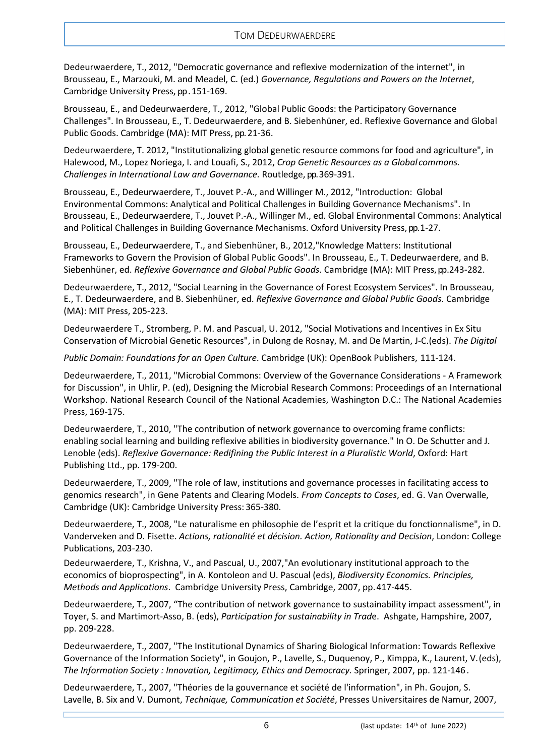Dedeurwaerdere, T., 2012, "Democratic governance and reflexive modernization of the internet", in Brousseau, E., Marzouki, M. and Meadel, C. (ed.) *Governance, Regulations and Powers on the Internet*, Cambridge University Press, pp. 151-169.

Brousseau, E., and Dedeurwaerdere, T., 2012, "Global Public Goods: the Participatory Governance Challenges". In Brousseau, E., T. Dedeurwaerdere, and B. Siebenhüner, ed. Reflexive Governance and Global Public Goods. Cambridge (MA): MIT Press, pp. 21-36.

Dedeurwaerdere, T. 2012, "Institutionalizing global genetic resource commons for food and agriculture", in Halewood, M., Lopez Noriega, I. and Louafi, S., 2012, *Crop Genetic Resources as a Global commons. Challenges in International Law and Governance.* Routledge, pp. 369-391.

Brousseau, E., Dedeurwaerdere, T., Jouvet P.-A., and Willinger M., 2012, "Introduction: Global Environmental Commons: Analytical and Political Challenges in Building Governance Mechanisms". In Brousseau, E., Dedeurwaerdere, T., Jouvet P.-A., Willinger M., ed. Global Environmental Commons: Analytical and Political Challenges in Building Governance Mechanisms. Oxford University Press, pp. 1-27.

Brousseau, E., Dedeurwaerdere, T., and Siebenhüner, B., 2012,"Knowledge Matters: Institutional Frameworks to Govern the Provision of Global Public Goods". In Brousseau, E., T. Dedeurwaerdere, and B. Siebenhüner, ed. *Reflexive Governance and Global Public Goods*. Cambridge (MA): MIT Press, pp. 243-282.

Dedeurwaerdere, T., 2012, "Social Learning in the Governance of Forest Ecosystem Services". In Brousseau, E., T. Dedeurwaerdere, and B. Siebenhüner, ed. *Reflexive Governance and Global Public Goods*. Cambridge (MA): MIT Press, 205-223.

Dedeurwaerdere T., Stromberg, P. M. and Pascual, U. 2012, "Social Motivations and Incentives in Ex Situ Conservation of Microbial Genetic Resources", in Dulong de Rosnay, M. and De Martin, J-C.(eds). *The Digital Public Domain: Foundations for an Open Culture*. Cambridge (UK): OpenBook Publishers, 111-124.

Dedeurwaerdere, T., 2011, "Microbial Commons: Overview of the Governance Considerations - A Framework for Discussion", in Uhlir, P. (ed), Designing the Microbial Research Commons: Proceedings of an International Workshop. National Research Council of the National Academies, Washington D.C.: The National Academies Press, 169-175.

Dedeurwaerdere, T., 2010, "The contribution of network governance to overcoming frame conflicts: enabling social learning and building reflexive abilities in biodiversity governance." In O. De Schutter and J. Lenoble (eds). *Reflexive Governance: Redifining the Public Interest in a Pluralistic World*, Oxford: Hart Publishing Ltd., pp. 179-200.

Dedeurwaerdere, T., 2009, "The role of law, institutions and governance processes in facilitating access to genomics research", in Gene Patents and Clearing Models. *From Concepts to Cases*, ed. G. Van Overwalle, Cambridge (UK): Cambridge University Press: 365-380.

Dedeurwaerdere, T., 2008, "Le naturalisme en philosophie de l'esprit et la critique du fonctionnalisme", in D. Vanderveken and D. Fisette. *Actions, rationalité et décision. Action, Rationality and Decision*, London: College Publications, 203-230.

Dedeurwaerdere, T., Krishna, V., and Pascual, U., 2007,"An evolutionary institutional approach to the economics of bioprospecting", in A. Kontoleon and U. Pascual (eds), *Biodiversity Economics. Principles, Methods and Applications*. Cambridge University Press, Cambridge, 2007, pp. 417-445.

Dedeurwaerdere, T., 2007, "The contribution of network governance to sustainability impact assessment", in Toyer, S. and Martimort-Asso, B. (eds), *Participation for sustainability in Trade*. Ashgate, Hampshire, 2007, pp. 209-228.

Dedeurwaerdere, T., 2007, "The Institutional Dynamics of Sharing Biological Information: Towards Reflexive Governance of the Information Society", in Goujon, P., Lavelle, S., Duquenoy, P., Kimppa, K., Laurent, V. (eds), *The Information Society : Innovation, Legitimacy, Ethics and Democracy.* Springer, 2007, pp. 121-146.

Dedeurwaerdere, T., 2007, "Théories de la gouvernance et société de l'information", in Ph. Goujon, S. Lavelle, B. Six and V. Dumont, *Technique, Communication et Société*, Presses Universitaires de Namur, 2007,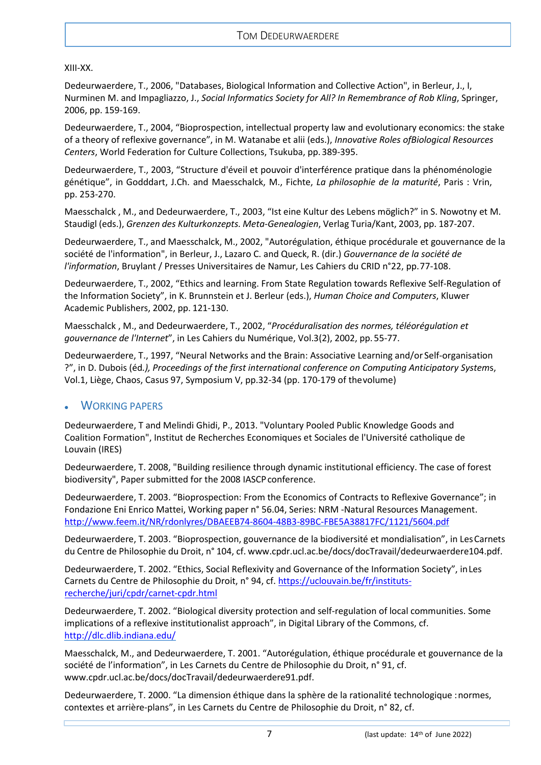XIII-XX.

Dedeurwaerdere, T., 2006, "Databases, Biological Information and Collective Action", in Berleur, J., I, Nurminen M. and Impagliazzo, J., *Social Informatics Society for All? In Remembrance of Rob Kling*, Springer, 2006, pp. 159-169.

Dedeurwaerdere, T., 2004, "Bioprospection, intellectual property law and evolutionary economics: the stake of a theory of reflexive governance", in M. Watanabe et alii (eds.), *Innovative Roles ofBiological Resources Centers*, World Federation for Culture Collections, Tsukuba, pp. 389-395.

Dedeurwaerdere, T., 2003, "Structure d'éveil et pouvoir d'interférence pratique dans la phénoménologie génétique", in Godddart, J.Ch. and Maesschalck, M., Fichte, *La philosophie de la maturité*, Paris : Vrin, pp. 253-270.

Maesschalck , M., and Dedeurwaerdere, T., 2003, "Ist eine Kultur des Lebens möglich?" in S. Nowotny et M. Staudigl (eds.), *Grenzen des Kulturkonzepts. Meta-Genealogien*, Verlag Turia/Kant, 2003, pp. 187-207.

Dedeurwaerdere, T., and Maesschalck, M., 2002, "Autorégulation, éthique procédurale et gouvernance de la société de l'information", in Berleur, J., Lazaro C. and Queck, R. (dir.) *Gouvernance de la société de l'information*, Bruylant / Presses Universitaires de Namur, Les Cahiers du CRID n°22, pp.77-108.

Dedeurwaerdere, T., 2002, "Ethics and learning. From State Regulation towards Reflexive Self-Regulation of the Information Society", in K. Brunnstein et J. Berleur (eds.), *Human Choice and Computers*, Kluwer Academic Publishers, 2002, pp. 121-130.

Maesschalck , M., and Dedeurwaerdere, T., 2002, "*Procéduralisation des normes, téléorégulation et gouvernance de l'Internet*", in Les Cahiers du Numérique, Vol.3(2), 2002, pp. 55-77.

Dedeurwaerdere, T., 1997, "Neural Networks and the Brain: Associative Learning and/or Self-organisation ?", in D. Dubois (éd*.), Proceedings of the first international conference on Computing Anticipatory System*s, Vol.1, Liège, Chaos, Casus 97, Symposium V, pp.32-34 (pp. 170-179 of the volume)

- ## Working papers

Dedeurwaerdere, T and Melindi Ghidi, P., 2013. "Voluntary Pooled Public Knowledge Goods and Coalition Formation", Institut de Recherches Economiques et Sociales de l'Université catholique de Louvain (IRES)

Dedeurwaerdere, T. 2008, "Building resilience through dynamic institutional efficiency. The case of forest biodiversity", Paper submitted for the 2008 IASCP conference.

Dedeurwaerdere, T. 2003. "Bioprospection: From the Economics of Contracts to Reflexive Governance"; in Fondazione Eni Enrico Mattei, Working paper n° 56.04, Series: NRM -Natural Resources Management. http://www.feem.it/NR/rdonlyres/DBAEEB74-8604-48B3-89BC-FBE5A38817FC/1121/5604.pdf

Dedeurwaerdere, T. 2003. "Bioprospection, gouvernance de la biodiversité et mondialisation", in Les Carnets du Centre de Philosophie du Droit, n° 104, cf. www.cpdr.ucl.ac.be/docs/docTravail/dedeurwaerdere104.pdf.

Dedeurwaerdere, T. 2002. "Ethics, Social Reflexivity and Governance of the Information Society", in Les Carnets du Centre de Philosophie du Droit, n° 94, cf. https://uclouvain.be/fr/instituts-recherche/juri/cpdr/carnet-cpdr.html

Dedeurwaerdere, T. 2002. "Biological diversity protection and self-regulation of local communities. Some implications of a reflexive institutionalist approach", in Digital Library of the Commons, cf. http://dlc.dlib.indiana.edu/

Maesschalck, M., and Dedeurwaerdere, T. 2001. "Autorégulation, éthique procédurale et gouvernance de la société de l'information", in Les Carnets du Centre de Philosophie du Droit, n° 91, cf. www.cpdr.ucl.ac.be/docs/docTravail/dedeurwaerdere91.pdf.

Dedeurwaerdere, T. 2000. "La dimension éthique dans la sphère de la rationalité technologique : normes, contextes et arrière-plans", in Les Carnets du Centre de Philosophie du Droit, n° 82, cf.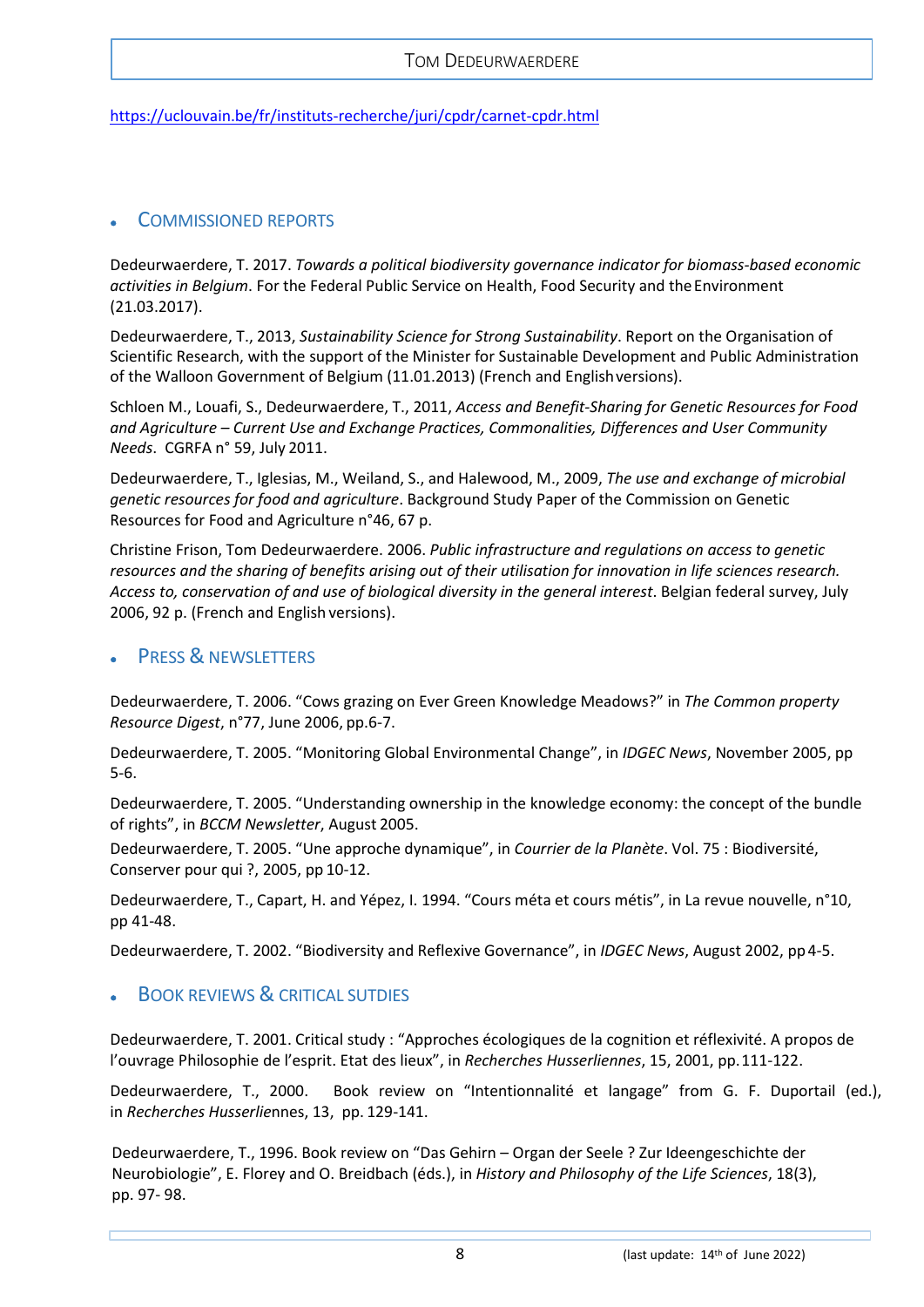https://uclouvain.be/fr/instituts-recherche/juri/cpdr/carnet-cpdr.html

## Commissioned reports

Dedeurwaerdere, T. 2017. *Towards a political biodiversity governance indicator for biomass-based economic activities in Belgium*. For the Federal Public Service on Health, Food Security and the Environment (21.03.2017).

Dedeurwaerdere, T., 2013, *Sustainability Science for Strong Sustainability*. Report on the Organisation of Scientific Research, with the support of the Minister for Sustainable Development and Public Administration of the Walloon Government of Belgium (11.01.2013) (French and English versions).

Schloen M., Louafi, S., Dedeurwaerdere, T., 2011, *Access and Benefit-Sharing for Genetic Resources for Food and Agriculture – Current Use and Exchange Practices, Commonalities, Differences and User Community Needs*. CGRFA n° 59, July 2011.

Dedeurwaerdere, T., Iglesias, M., Weiland, S., and Halewood, M., 2009, *The use and exchange of microbial genetic resources for food and agriculture*. Background Study Paper of the Commission on Genetic Resources for Food and Agriculture n°46, 67 p.

Christine Frison, Tom Dedeurwaerdere. 2006. *Public infrastructure and regulations on access to genetic resources and the sharing of benefits arising out of their utilisation for innovation in life sciences research. Access to, conservation of and use of biological diversity in the general interest*. Belgian federal survey, July 2006, 92 p. (French and English versions).

## Press & newsletters

Dedeurwaerdere, T. 2006. “Cows grazing on Ever Green Knowledge Meadows?” in *The Common property Resource Digest*, n°77, June 2006, pp.6-7.

Dedeurwaerdere, T. 2005. “Monitoring Global Environmental Change”, in *IDGEC News*, November 2005, pp 5-6.

Dedeurwaerdere, T. 2005. “Understanding ownership in the knowledge economy: the concept of the bundle of rights”, in *BCCM Newsletter*, August 2005.

Dedeurwaerdere, T. 2005. “Une approche dynamique”, in *Courrier de la Planète*. Vol. 75 : Biodiversité, Conserver pour qui ?, 2005, pp 10-12.

Dedeurwaerdere, T., Capart, H. and Yépez, I. 1994. “Cours méta et cours métis”, in La revue nouvelle, n°10, pp 41-48.

Dedeurwaerdere, T. 2002. “Biodiversity and Reflexive Governance”, in *IDGEC News*, August 2002, pp 4-5.

## Book reviews & critical sutdies

Dedeurwaerdere, T. 2001. Critical study : “Approches écologiques de la cognition et réflexivité. A propos de l’ouvrage Philosophie de l’esprit. Etat des lieux”, in *Recherches Husserliennes*, 15, 2001, pp. 111-122.

Dedeurwaerdere, T., 2000. Book review on “Intentionnalité et langage” from G. F. Duportail (ed.), in *Recherches Husserliennes*, 13, pp. 129-141.

Dedeurwaerdere, T., 1996. Book review on “Das Gehirn – Organ der Seele ? Zur Ideengeschichte der Neurobiologie”, E. Florey and O. Breidbach (éds.), in *History and Philosophy of the Life Sciences*, 18(3), pp. 97- 98.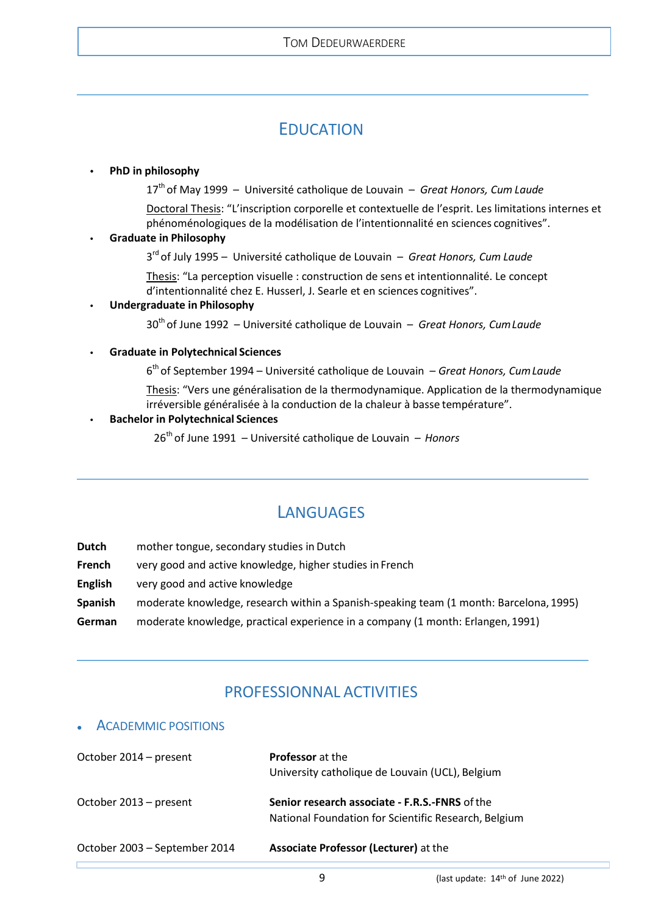## EDUCATION

- **PhD in philosophy**

  17th of May 1999 – Université catholique de Louvain – *Great Honors, Cum Laude*

  Doctoral Thesis: “L’inscription corporelle et contextuelle de l’esprit. Les limitations internes et phénoménologiques de la modélisation de l’intentionnalité en sciences cognitives”.

- **Graduate in Philosophy**

  3rd of July 1995 – Université catholique de Louvain – *Great Honors, Cum Laude*

  Thesis: “La perception visuelle : construction de sens et intentionnalité. Le concept d’intentionnalité chez E. Husserl, J. Searle et en sciences cognitives”.

- **Undergraduate in Philosophy**

  30th of June 1992 – Université catholique de Louvain – *Great Honors, Cum Laude*

- **Graduate in Polytechnical Sciences**

  6th of September 1994 – Université catholique de Louvain – *Great Honors, Cum Laude*

  Thesis: “Vers une généralisation de la thermodynamique. Application de la thermodynamique irréversible généralisée à la conduction de la chaleur à basse température”.

- **Bachelor in Polytechnical Sciences**

  26th of June 1991 – Université catholique de Louvain – *Honors*

## LANGUAGES

| | |
|---|---|
| **Dutch** | mother tongue, secondary studies in Dutch |
| **French** | very good and active knowledge, higher studies in French |
| **English** | very good and active knowledge |
| **Spanish** | moderate knowledge, research within a Spanish-speaking team (1 month: Barcelona, 1995) |
| **German** | moderate knowledge, practical experience in a company (1 month: Erlangen, 1991) |

## PROFESSIONNAL ACTIVITIES

### ACADEMMIC POSITIONS

| | |
|---|---|
| October 2014 – present | **Professor** at the University catholique de Louvain (UCL), Belgium |
| October 2013 – present | **Senior research associate - F.R.S.-FNRS** of the National Foundation for Scientific Research, Belgium |
| October 2003 – September 2014 | **Associate Professor (Lecturer)** at the |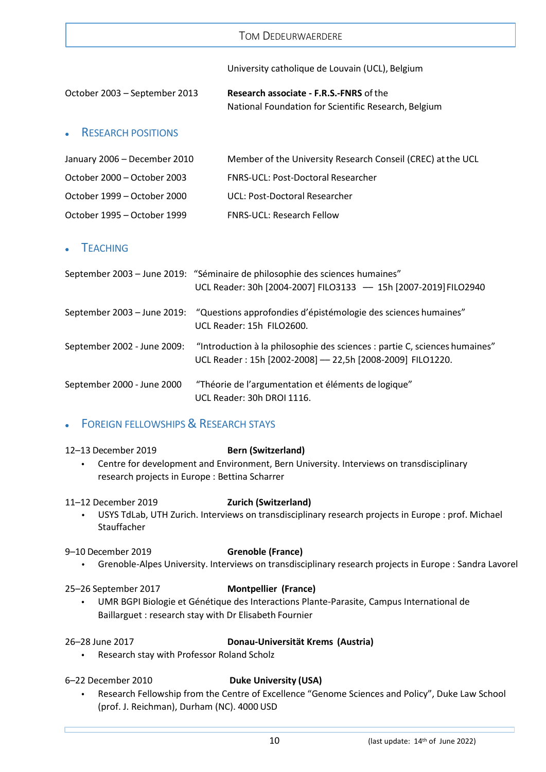| | |
|---|---|
| | University catholique de Louvain (UCL), Belgium |
| October 2003 – September 2013 | **Research associate - F.R.S.-FNRS** of the National Foundation for Scientific Research, Belgium |

## RESEARCH POSITIONS

| | |
|---|---|
| January 2006 – December 2010 | Member of the University Research Conseil (CREC) at the UCL |
| October 2000 – October 2003 | FNRS-UCL: Post-Doctoral Researcher |
| October 1999 – October 2000 | UCL: Post-Doctoral Researcher |
| October 1995 – October 1999 | FNRS-UCL: Research Fellow |

## TEACHING

| | |
|---|---|
| September 2003 – June 2019: | "Séminaire de philosophie des sciences humaines"<br>UCL Reader: 30h [2004-2007] FILO3133 — 15h [2007-2019] FILO2940 |
| September 2003 – June 2019: | "Questions approfondies d'épistémologie des sciences humaines"<br>UCL Reader: 15h FILO2600. |
| September 2002 - June 2009: | "Introduction à la philosophie des sciences : partie C, sciences humaines"<br>UCL Reader : 15h [2002-2008] — 22,5h [2008-2009] FILO1220. |
| September 2000 - June 2000 | "Théorie de l'argumentation et éléments de logique"<br>UCL Reader: 30h DROI 1116. |

## FOREIGN FELLOWSHIPS & RESEARCH STAYS

12–13 December 2019 — **Bern (Switzerland)**

- Centre for development and Environment, Bern University. Interviews on transdisciplinary research projects in Europe : Bettina Scharrer

11–12 December 2019 — **Zurich (Switzerland)**

- USYS TdLab, UTH Zurich. Interviews on transdisciplinary research projects in Europe : prof. Michael Stauffacher

9–10 December 2019 — **Grenoble (France)**

- Grenoble-Alpes University. Interviews on transdisciplinary research projects in Europe : Sandra Lavorel

25–26 September 2017 — **Montpellier (France)**

- UMR BGPI Biologie et Génétique des Interactions Plante-Parasite, Campus International de Baillarguet : research stay with Dr Elisabeth Fournier

26–28 June 2017 — **Donau-Universität Krems (Austria)**

- Research stay with Professor Roland Scholz

6–22 December 2010 — **Duke University (USA)**

- Research Fellowship from the Centre of Excellence "Genome Sciences and Policy", Duke Law School (prof. J. Reichman), Durham (NC). 4000 USD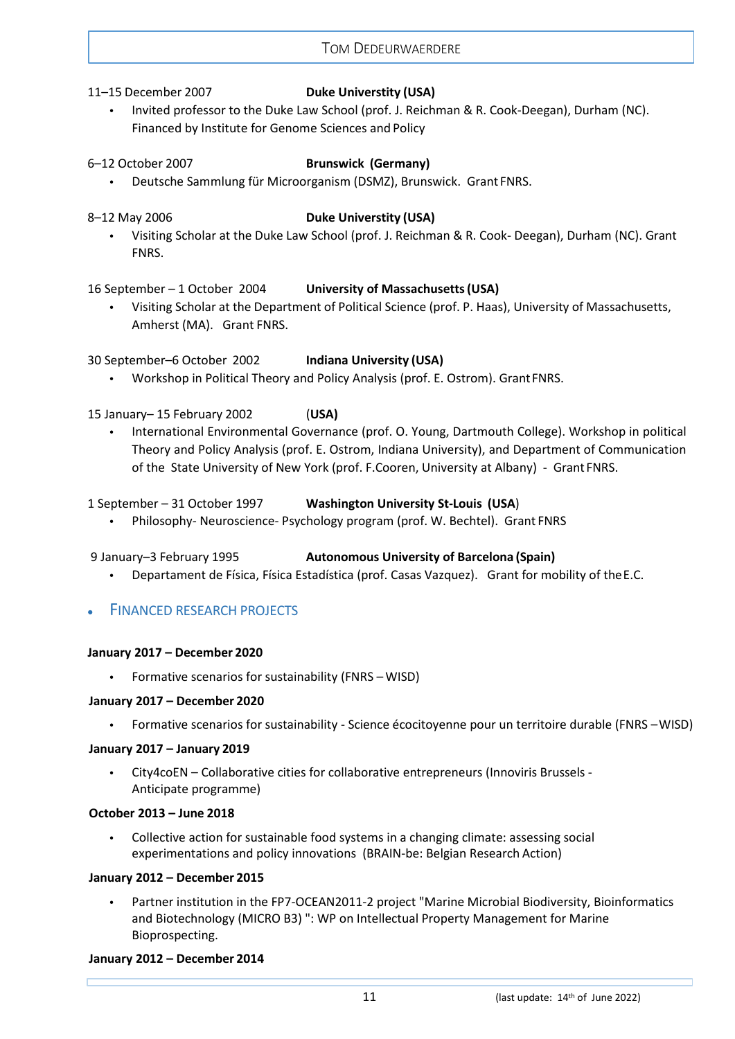11–15 December 2007 **Duke Universtity (USA)**

- Invited professor to the Duke Law School (prof. J. Reichman & R. Cook-Deegan), Durham (NC). Financed by Institute for Genome Sciences and Policy

6–12 October 2007 **Brunswick (Germany)**

- Deutsche Sammlung für Microorganism (DSMZ), Brunswick. Grant FNRS.

8–12 May 2006 **Duke Universtity (USA)**

- Visiting Scholar at the Duke Law School (prof. J. Reichman & R. Cook- Deegan), Durham (NC). Grant FNRS.

16 September – 1 October 2004 **University of Massachusetts (USA)**

- Visiting Scholar at the Department of Political Science (prof. P. Haas), University of Massachusetts, Amherst (MA). Grant FNRS.

30 September–6 October 2002 **Indiana University (USA)**

- Workshop in Political Theory and Policy Analysis (prof. E. Ostrom). Grant FNRS.

15 January– 15 February 2002 (**USA**)

- International Environmental Governance (prof. O. Young, Dartmouth College). Workshop in political Theory and Policy Analysis (prof. E. Ostrom, Indiana University), and Department of Communication of the State University of New York (prof. F.Cooren, University at Albany) - Grant FNRS.

1 September – 31 October 1997 **Washington University St-Louis (USA)**

- Philosophy- Neuroscience- Psychology program (prof. W. Bechtel). Grant FNRS

9 January–3 February 1995 **Autonomous University of Barcelona (Spain)**

- Departament de Física, Física Estadística (prof. Casas Vazquez). Grant for mobility of the E.C.

## FINANCED RESEARCH PROJECTS

**January 2017 – December 2020**

- Formative scenarios for sustainability (FNRS – WISD)

**January 2017 – December 2020**

- Formative scenarios for sustainability - Science écocitoyenne pour un territoire durable (FNRS – WISD)

**January 2017 – January 2019**

- City4coEN – Collaborative cities for collaborative entrepreneurs (Innoviris Brussels - Anticipate programme)

**October 2013 – June 2018**

- Collective action for sustainable food systems in a changing climate: assessing social experimentations and policy innovations (BRAIN-be: Belgian Research Action)

**January 2012 – December 2015**

- Partner institution in the FP7-OCEAN2011-2 project "Marine Microbial Biodiversity, Bioinformatics and Biotechnology (MICRO B3) ": WP on Intellectual Property Management for Marine Bioprospecting.

**January 2012 – December 2014**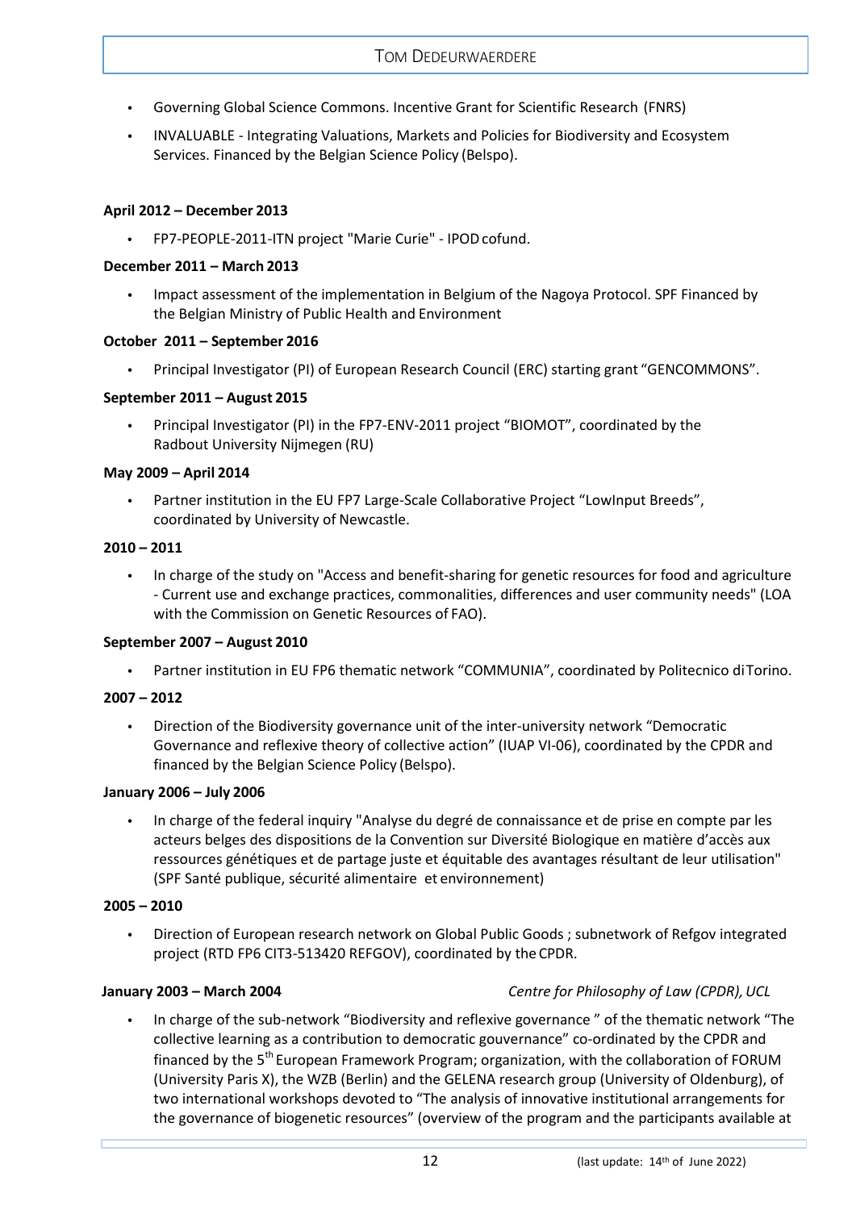- Governing Global Science Commons. Incentive Grant for Scientific Research (FNRS)
- INVALUABLE - Integrating Valuations, Markets and Policies for Biodiversity and Ecosystem Services. Financed by the Belgian Science Policy (Belspo).

**April 2012 – December 2013**

- FP7-PEOPLE-2011-ITN project "Marie Curie" - IPOD cofund.

**December 2011 – March 2013**

- Impact assessment of the implementation in Belgium of the Nagoya Protocol. SPF Financed by the Belgian Ministry of Public Health and Environment

**October 2011 – September 2016**

- Principal Investigator (PI) of European Research Council (ERC) starting grant "GENCOMMONS".

**September 2011 – August 2015**

- Principal Investigator (PI) in the FP7-ENV-2011 project "BIOMOT", coordinated by the Radbout University Nijmegen (RU)

**May 2009 – April 2014**

- Partner institution in the EU FP7 Large-Scale Collaborative Project "LowInput Breeds", coordinated by University of Newcastle.

**2010 – 2011**

- In charge of the study on "Access and benefit-sharing for genetic resources for food and agriculture - Current use and exchange practices, commonalities, differences and user community needs" (LOA with the Commission on Genetic Resources of FAO).

**September 2007 – August 2010**

- Partner institution in EU FP6 thematic network "COMMUNIA", coordinated by Politecnico di Torino.

**2007 – 2012**

- Direction of the Biodiversity governance unit of the inter-university network "Democratic Governance and reflexive theory of collective action" (IUAP VI-06), coordinated by the CPDR and financed by the Belgian Science Policy (Belspo).

**January 2006 – July 2006**

- In charge of the federal inquiry "Analyse du degré de connaissance et de prise en compte par les acteurs belges des dispositions de la Convention sur Diversité Biologique en matière d'accès aux ressources génétiques et de partage juste et équitable des avantages résultant de leur utilisation" (SPF Santé publique, sécurité alimentaire et environnement)

**2005 – 2010**

- Direction of European research network on Global Public Goods ; subnetwork of Refgov integrated project (RTD FP6 CIT3-513420 REFGOV), coordinated by the CPDR.

**January 2003 – March 2004** *Centre for Philosophy of Law (CPDR), UCL*

- In charge of the sub-network "Biodiversity and reflexive governance " of the thematic network "The collective learning as a contribution to democratic gouvernance" co-ordinated by the CPDR and financed by the 5th European Framework Program; organization, with the collaboration of FORUM (University Paris X), the WZB (Berlin) and the GELENA research group (University of Oldenburg), of two international workshops devoted to "The analysis of innovative institutional arrangements for the governance of biogenetic resources" (overview of the program and the participants available at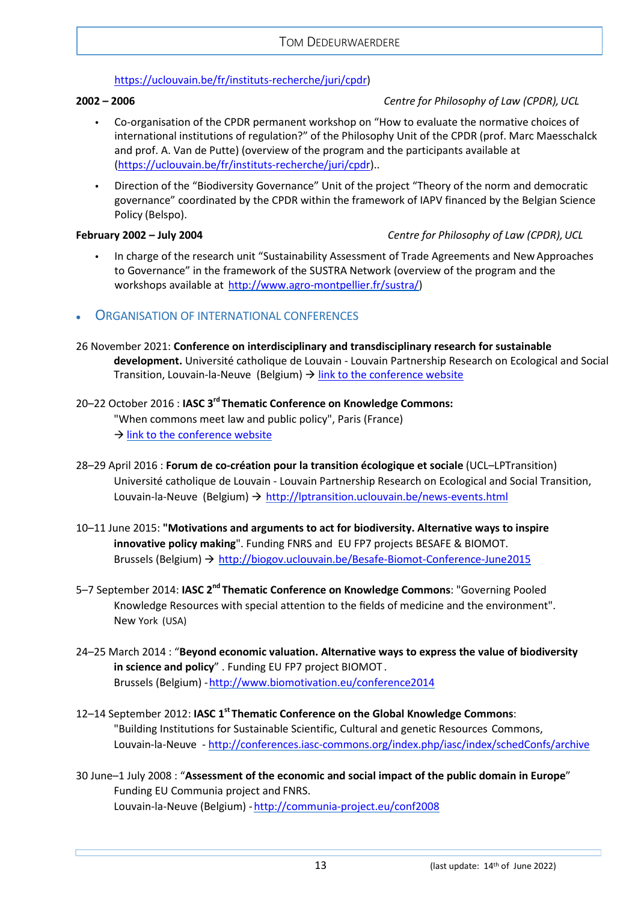https://uclouvain.be/fr/instituts-recherche/juri/cpdr)

**2002 – 2006** *Centre for Philosophy of Law (CPDR), UCL*

- Co-organisation of the CPDR permanent workshop on "How to evaluate the normative choices of international institutions of regulation?" of the Philosophy Unit of the CPDR (prof. Marc Maesschalck and prof. A. Van de Putte) (overview of the program and the participants available at (https://uclouvain.be/fr/instituts-recherche/juri/cpdr)..
- Direction of the "Biodiversity Governance" Unit of the project "Theory of the norm and democratic governance" coordinated by the CPDR within the framework of IAPV financed by the Belgian Science Policy (Belspo).

**February 2002 – July 2004** *Centre for Philosophy of Law (CPDR), UCL*

- In charge of the research unit "Sustainability Assessment of Trade Agreements and New Approaches to Governance" in the framework of the SUSTRA Network (overview of the program and the workshops available at http://www.agro-montpellier.fr/sustra/)

## ORGANISATION OF INTERNATIONAL CONFERENCES

26 November 2021: **Conference on interdisciplinary and transdisciplinary research for sustainable development.** Université catholique de Louvain - Louvain Partnership Research on Ecological and Social Transition, Louvain-la-Neuve (Belgium) → link to the conference website

20–22 October 2016 : **IASC 3rd Thematic Conference on Knowledge Commons:** "When commons meet law and public policy", Paris (France)
→ link to the conference website

28–29 April 2016 : **Forum de co-création pour la transition écologique et sociale** (UCL–LPTransition) Université catholique de Louvain - Louvain Partnership Research on Ecological and Social Transition, Louvain-la-Neuve (Belgium) → http://lptransition.uclouvain.be/news-events.html

10–11 June 2015: **"Motivations and arguments to act for biodiversity. Alternative ways to inspire innovative policy making**". Funding FNRS and EU FP7 projects BESAFE & BIOMOT. Brussels (Belgium) → http://biogov.uclouvain.be/Besafe-Biomot-Conference-June2015

5–7 September 2014: **IASC 2nd Thematic Conference on Knowledge Commons**: "Governing Pooled Knowledge Resources with special attention to the fields of medicine and the environment". New York (USA)

24–25 March 2014 : "**Beyond economic valuation. Alternative ways to express the value of biodiversity in science and policy**" . Funding EU FP7 project BIOMOT . Brussels (Belgium) - http://www.biomotivation.eu/conference2014

12–14 September 2012: **IASC 1st Thematic Conference on the Global Knowledge Commons**: "Building Institutions for Sustainable Scientific, Cultural and genetic Resources Commons, Louvain-la-Neuve - http://conferences.iasc-commons.org/index.php/iasc/index/schedConfs/archive

30 June–1 July 2008 : "**Assessment of the economic and social impact of the public domain in Europe**" Funding EU Communia project and FNRS. Louvain-la-Neuve (Belgium) - http://communia-project.eu/conf2008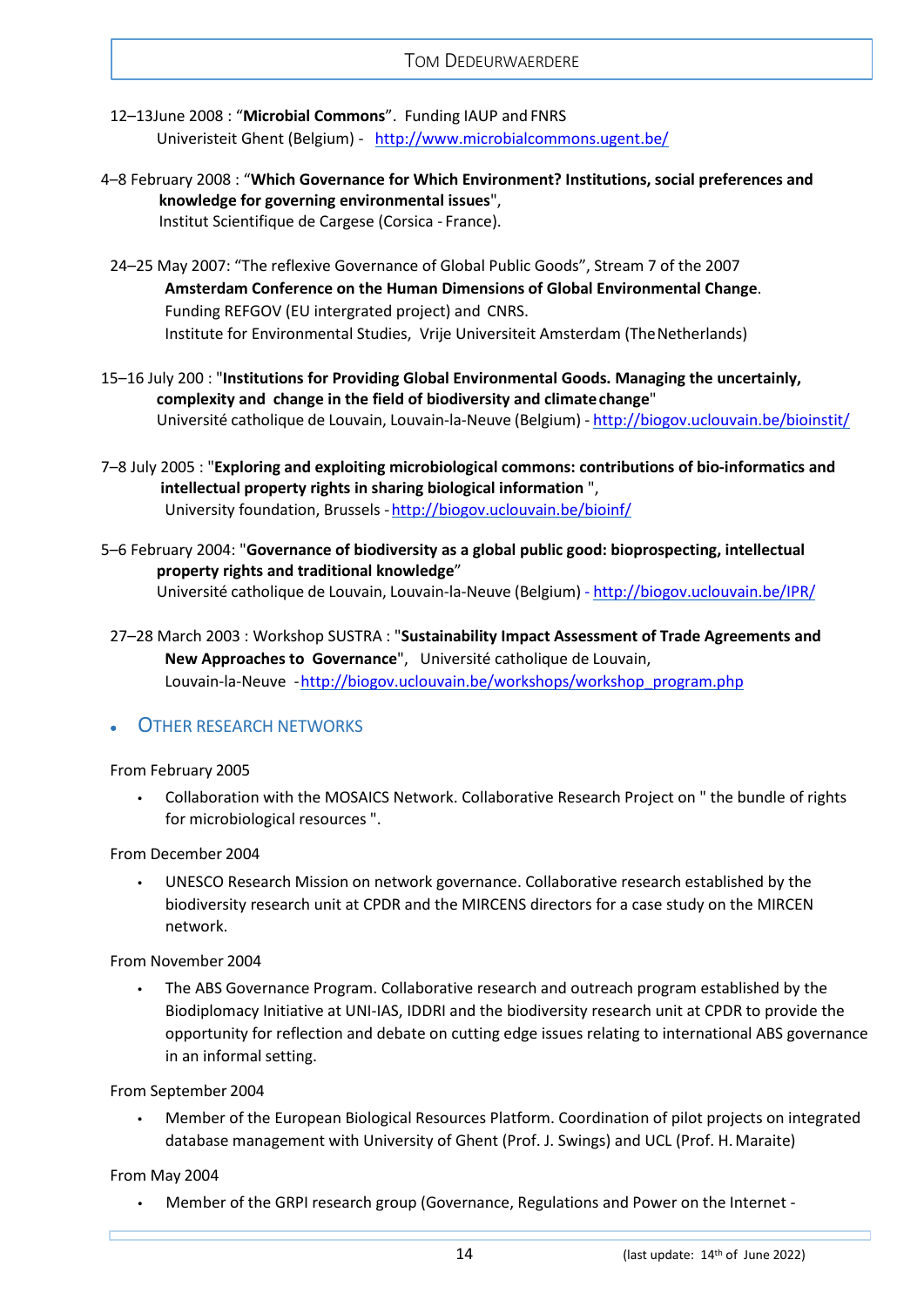12–13June 2008 : “**Microbial Commons**”. Funding IAUP and FNRS
Univeristeit Ghent (Belgium) - http://www.microbialcommons.ugent.be/

4–8 February 2008 : “**Which Governance for Which Environment? Institutions, social preferences and knowledge for governing environmental issues**”,
Institut Scientifique de Cargese (Corsica - France).

24–25 May 2007: “The reflexive Governance of Global Public Goods”, Stream 7 of the 2007 **Amsterdam Conference on the Human Dimensions of Global Environmental Change**.
Funding REFGOV (EU intergrated project) and CNRS.
Institute for Environmental Studies, Vrije Universiteit Amsterdam (The Netherlands)

15–16 July 200 : "**Institutions for Providing Global Environmental Goods. Managing the uncertainly, complexity and change in the field of biodiversity and climate change**"
Université catholique de Louvain, Louvain-la-Neuve (Belgium) - http://biogov.uclouvain.be/bioinstit/

7–8 July 2005 : "**Exploring and exploiting microbiological commons: contributions of bio-informatics and intellectual property rights in sharing biological information** ",
University foundation, Brussels - http://biogov.uclouvain.be/bioinf/

5–6 February 2004: "**Governance of biodiversity as a global public good: bioprospecting, intellectual property rights and traditional knowledge**”
Université catholique de Louvain, Louvain-la-Neuve (Belgium) - http://biogov.uclouvain.be/IPR/

27–28 March 2003 : Workshop SUSTRA : "**Sustainability Impact Assessment of Trade Agreements and New Approaches to Governance**", Université catholique de Louvain,
Louvain-la-Neuve - http://biogov.uclouvain.be/workshops/workshop_program.php

## Other research networks

From February 2005

- Collaboration with the MOSAICS Network. Collaborative Research Project on " the bundle of rights for microbiological resources ".

From December 2004

- UNESCO Research Mission on network governance. Collaborative research established by the biodiversity research unit at CPDR and the MIRCENS directors for a case study on the MIRCEN network.

From November 2004

- The ABS Governance Program. Collaborative research and outreach program established by the Biodiplomacy Initiative at UNI-IAS, IDDRI and the biodiversity research unit at CPDR to provide the opportunity for reflection and debate on cutting edge issues relating to international ABS governance in an informal setting.

From September 2004

- Member of the European Biological Resources Platform. Coordination of pilot projects on integrated database management with University of Ghent (Prof. J. Swings) and UCL (Prof. H. Maraite)

From May 2004

- Member of the GRPI research group (Governance, Regulations and Power on the Internet -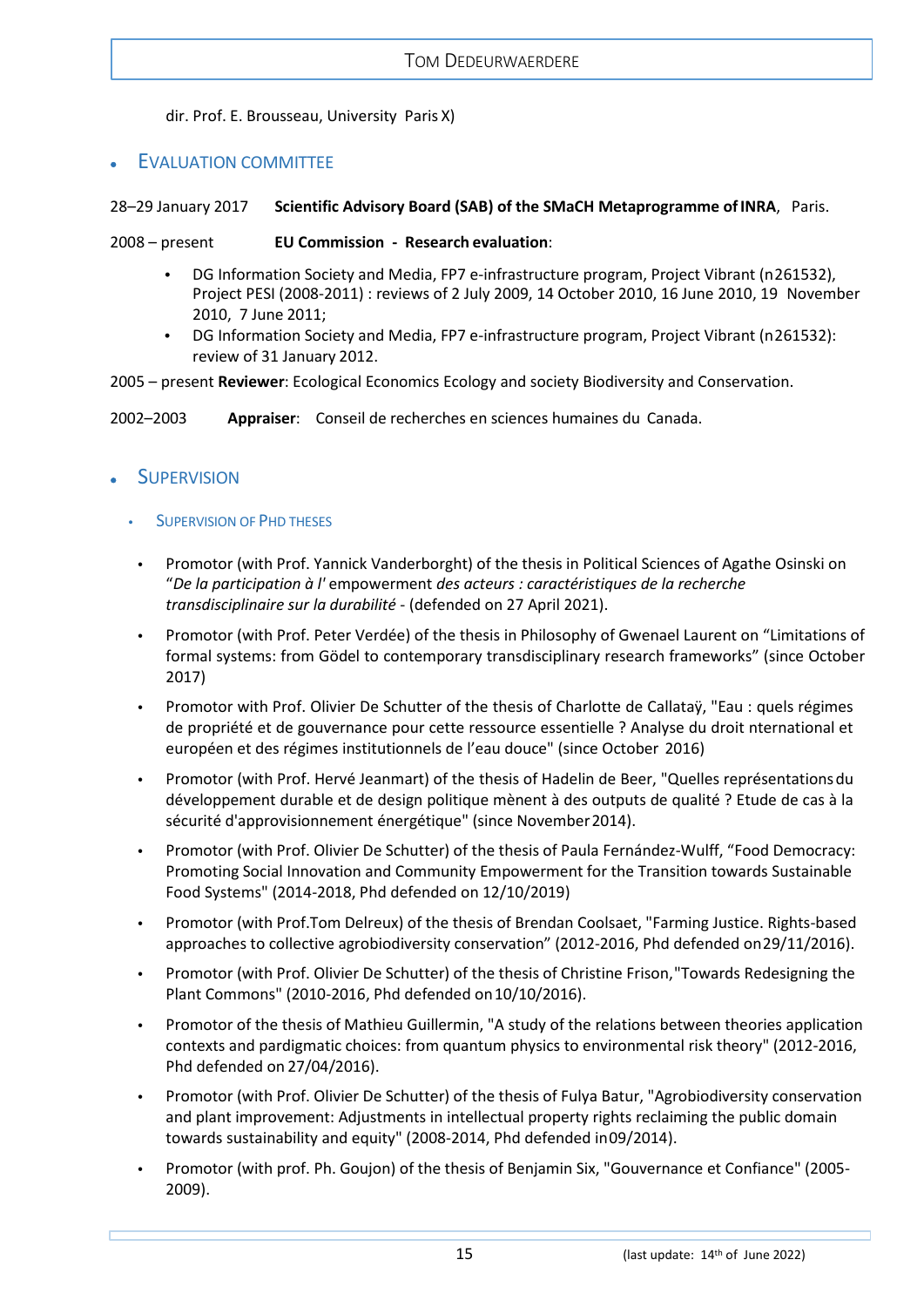dir. Prof. E. Brousseau, University Paris X)

## Evaluation committee

28–29 January 2017 **Scientific Advisory Board (SAB) of the SMaCH Metaprogramme of INRA**, Paris.

2008 – present **EU Commission - Research evaluation**:

- DG Information Society and Media, FP7 e-infrastructure program, Project Vibrant (n261532), Project PESI (2008-2011) : reviews of 2 July 2009, 14 October 2010, 16 June 2010, 19 November 2010, 7 June 2011;
- DG Information Society and Media, FP7 e-infrastructure program, Project Vibrant (n261532): review of 31 January 2012.

2005 – present **Reviewer**: Ecological Economics Ecology and society Biodiversity and Conservation.

2002–2003 **Appraiser**: Conseil de recherches en sciences humaines du Canada.

## Supervision

### Supervision of PhD theses

- Promotor (with Prof. Yannick Vanderborght) of the thesis in Political Sciences of Agathe Osinski on "*De la participation à l'* empowerment *des acteurs : caractéristiques de la recherche transdisciplinaire sur la durabilité* - (defended on 27 April 2021).
- Promotor (with Prof. Peter Verdée) of the thesis in Philosophy of Gwenael Laurent on "Limitations of formal systems: from Gödel to contemporary transdisciplinary research frameworks" (since October 2017)
- Promotor with Prof. Olivier De Schutter of the thesis of Charlotte de Callataÿ, "Eau : quels régimes de propriété et de gouvernance pour cette ressource essentielle ? Analyse du droit nternational et européen et des régimes institutionnels de l'eau douce" (since October 2016)
- Promotor (with Prof. Hervé Jeanmart) of the thesis of Hadelin de Beer, "Quelles représentations du développement durable et de design politique mènent à des outputs de qualité ? Etude de cas à la sécurité d'approvisionnement énergétique" (since November 2014).
- Promotor (with Prof. Olivier De Schutter) of the thesis of Paula Fernández-Wulff, "Food Democracy: Promoting Social Innovation and Community Empowerment for the Transition towards Sustainable Food Systems" (2014-2018, Phd defended on 12/10/2019)
- Promotor (with Prof.Tom Delreux) of the thesis of Brendan Coolsaet, "Farming Justice. Rights-based approaches to collective agrobiodiversity conservation" (2012-2016, Phd defended on 29/11/2016).
- Promotor (with Prof. Olivier De Schutter) of the thesis of Christine Frison,"Towards Redesigning the Plant Commons" (2010-2016, Phd defended on 10/10/2016).
- Promotor of the thesis of Mathieu Guillermin, "A study of the relations between theories application contexts and pardigmatic choices: from quantum physics to environmental risk theory" (2012-2016, Phd defended on 27/04/2016).
- Promotor (with Prof. Olivier De Schutter) of the thesis of Fulya Batur, "Agrobiodiversity conservation and plant improvement: Adjustments in intellectual property rights reclaiming the public domain towards sustainability and equity" (2008-2014, Phd defended in 09/2014).
- Promotor (with prof. Ph. Goujon) of the thesis of Benjamin Six, "Gouvernance et Confiance" (2005-2009).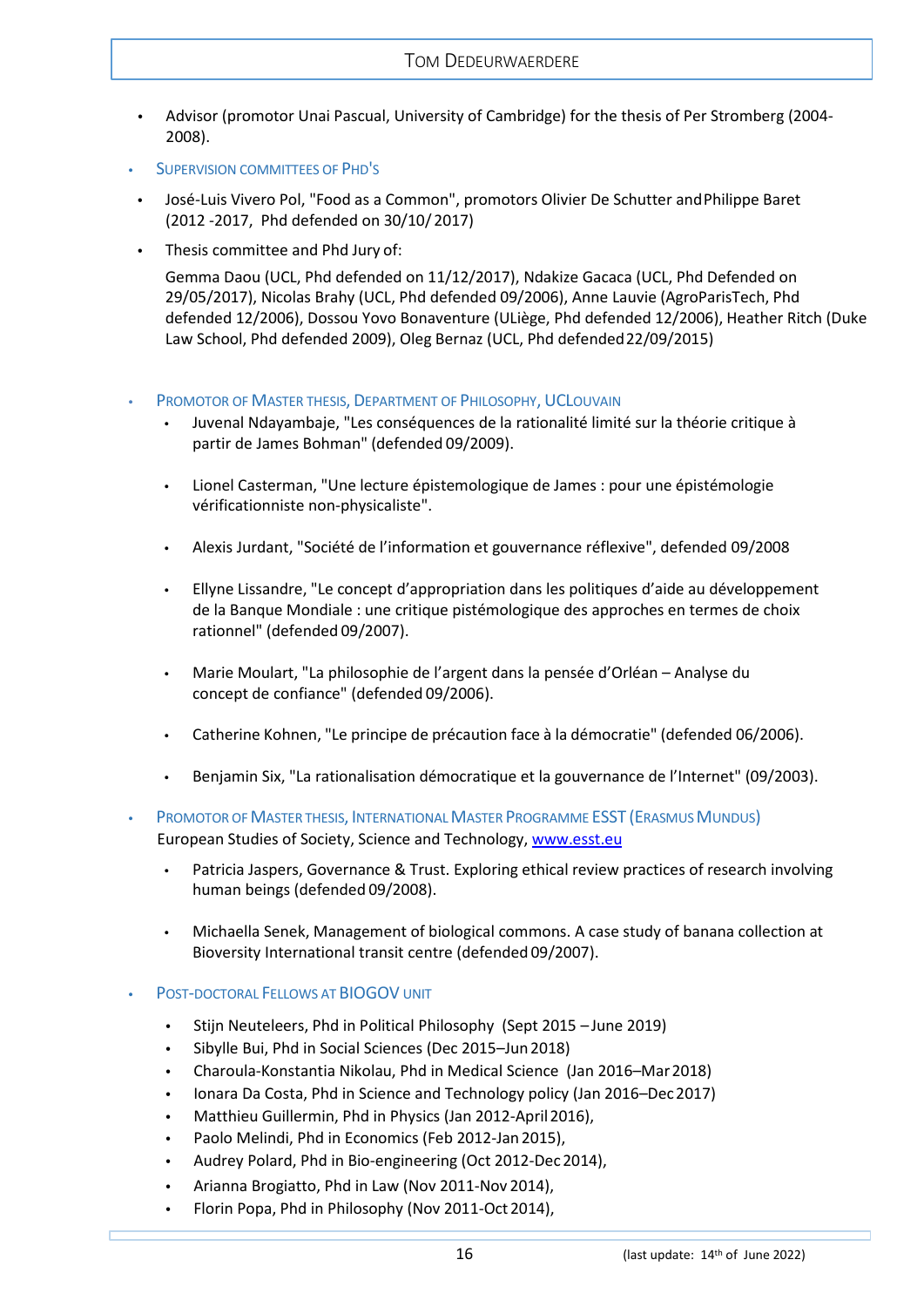- Advisor (promotor Unai Pascual, University of Cambridge) for the thesis of Per Stromberg (2004-2008).

- SUPERVISION COMMITTEES OF PHD'S

- José-Luis Vivero Pol, "Food as a Common", promotors Olivier De Schutter and Philippe Baret (2012 -2017, Phd defended on 30/10/ 2017)

- Thesis committee and Phd Jury of:

  Gemma Daou (UCL, Phd defended on 11/12/2017), Ndakize Gacaca (UCL, Phd Defended on 29/05/2017), Nicolas Brahy (UCL, Phd defended 09/2006), Anne Lauvie (AgroParisTech, Phd defended 12/2006), Dossou Yovo Bonaventure (ULiège, Phd defended 12/2006), Heather Ritch (Duke Law School, Phd defended 2009), Oleg Bernaz (UCL, Phd defended 22/09/2015)

- PROMOTOR OF MASTER THESIS, DEPARTMENT OF PHILOSOPHY, UCLOUVAIN
  - Juvenal Ndayambaje, "Les conséquences de la rationalité limité sur la théorie critique à partir de James Bohman" (defended 09/2009).
  - Lionel Casterman, "Une lecture épistemologique de James : pour une épistémologie vérificationniste non-physicaliste".
  - Alexis Jurdant, "Société de l'information et gouvernance réflexive", defended 09/2008
  - Ellyne Lissandre, "Le concept d'appropriation dans les politiques d'aide au développement de la Banque Mondiale : une critique pistémologique des approches en termes de choix rationnel" (defended 09/2007).
  - Marie Moulart, "La philosophie de l'argent dans la pensée d'Orléan – Analyse du concept de confiance" (defended 09/2006).
  - Catherine Kohnen, "Le principe de précaution face à la démocratie" (defended 06/2006).
  - Benjamin Six, "La rationalisation démocratique et la gouvernance de l'Internet" (09/2003).

- PROMOTOR OF MASTER THESIS, INTERNATIONAL MASTER PROGRAMME ESST (ERASMUS MUNDUS)
  European Studies of Society, Science and Technology, www.esst.eu
  - Patricia Jaspers, Governance & Trust. Exploring ethical review practices of research involving human beings (defended 09/2008).
  - Michaella Senek, Management of biological commons. A case study of banana collection at Bioversity International transit centre (defended 09/2007).

- POST-DOCTORAL FELLOWS AT BIOGOV UNIT
  - Stijn Neuteleers, Phd in Political Philosophy (Sept 2015 – June 2019)
  - Sibylle Bui, Phd in Social Sciences (Dec 2015–Jun 2018)
  - Charoula-Konstantia Nikolau, Phd in Medical Science (Jan 2016–Mar 2018)
  - Ionara Da Costa, Phd in Science and Technology policy (Jan 2016–Dec 2017)
  - Matthieu Guillermin, Phd in Physics (Jan 2012-April 2016),
  - Paolo Melindi, Phd in Economics (Feb 2012-Jan 2015),
  - Audrey Polard, Phd in Bio-engineering (Oct 2012-Dec 2014),
  - Arianna Brogiatto, Phd in Law (Nov 2011-Nov 2014),
  - Florin Popa, Phd in Philosophy (Nov 2011-Oct 2014),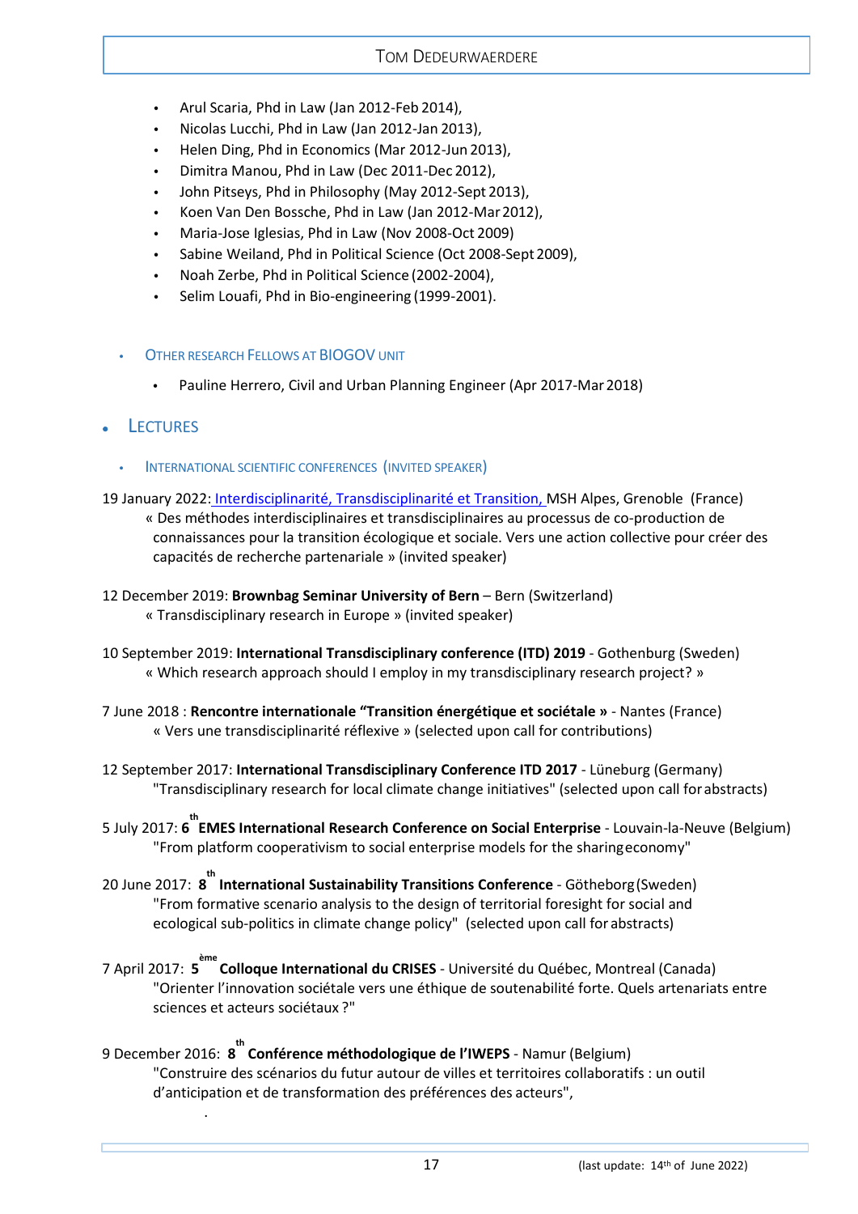- Arul Scaria, Phd in Law (Jan 2012-Feb 2014),
- Nicolas Lucchi, Phd in Law (Jan 2012-Jan 2013),
- Helen Ding, Phd in Economics (Mar 2012-Jun 2013),
- Dimitra Manou, Phd in Law (Dec 2011-Dec 2012),
- John Pitseys, Phd in Philosophy (May 2012-Sept 2013),
- Koen Van Den Bossche, Phd in Law (Jan 2012-Mar 2012),
- Maria-Jose Iglesias, Phd in Law (Nov 2008-Oct 2009)
- Sabine Weiland, Phd in Political Science (Oct 2008-Sept 2009),
- Noah Zerbe, Phd in Political Science (2002-2004),
- Selim Louafi, Phd in Bio-engineering (1999-2001).

### Other Research Fellows at BIOGOV unit

- Pauline Herrero, Civil and Urban Planning Engineer (Apr 2017-Mar 2018)

## Lectures

### International scientific conferences (invited speaker)

19 January 2022: Interdisciplinarité, Transdisciplinarité et Transition, MSH Alpes, Grenoble (France)
« Des méthodes interdisciplinaires et transdisciplinaires au processus de co-production de connaissances pour la transition écologique et sociale. Vers une action collective pour créer des capacités de recherche partenariale » (invited speaker)

12 December 2019: **Brownbag Seminar University of Bern** – Bern (Switzerland)
« Transdisciplinary research in Europe » (invited speaker)

10 September 2019: **International Transdisciplinary conference (ITD) 2019** - Gothenburg (Sweden)
« Which research approach should I employ in my transdisciplinary research project? »

7 June 2018 : **Rencontre internationale "Transition énergétique et sociétale »** - Nantes (France)
« Vers une transdisciplinarité réflexive » (selected upon call for contributions)

12 September 2017: **International Transdisciplinary Conference ITD 2017** - Lüneburg (Germany)
"Transdisciplinary research for local climate change initiatives" (selected upon call for abstracts)

5 July 2017: **6th EMES International Research Conference on Social Enterprise** - Louvain-la-Neuve (Belgium)
"From platform cooperativism to social enterprise models for the sharing economy"

20 June 2017: **8th International Sustainability Transitions Conference** - Götheborg (Sweden)
"From formative scenario analysis to the design of territorial foresight for social and ecological sub-politics in climate change policy" (selected upon call for abstracts)

7 April 2017: **5ème Colloque International du CRISES** - Université du Québec, Montreal (Canada)
"Orienter l'innovation sociétale vers une éthique de soutenabilité forte. Quels artenariats entre sciences et acteurs sociétaux ?"

9 December 2016: **8th Conférence méthodologique de l'IWEPS** - Namur (Belgium)
"Construire des scénarios du futur autour de villes et territoires collaboratifs : un outil d'anticipation et de transformation des préférences des acteurs",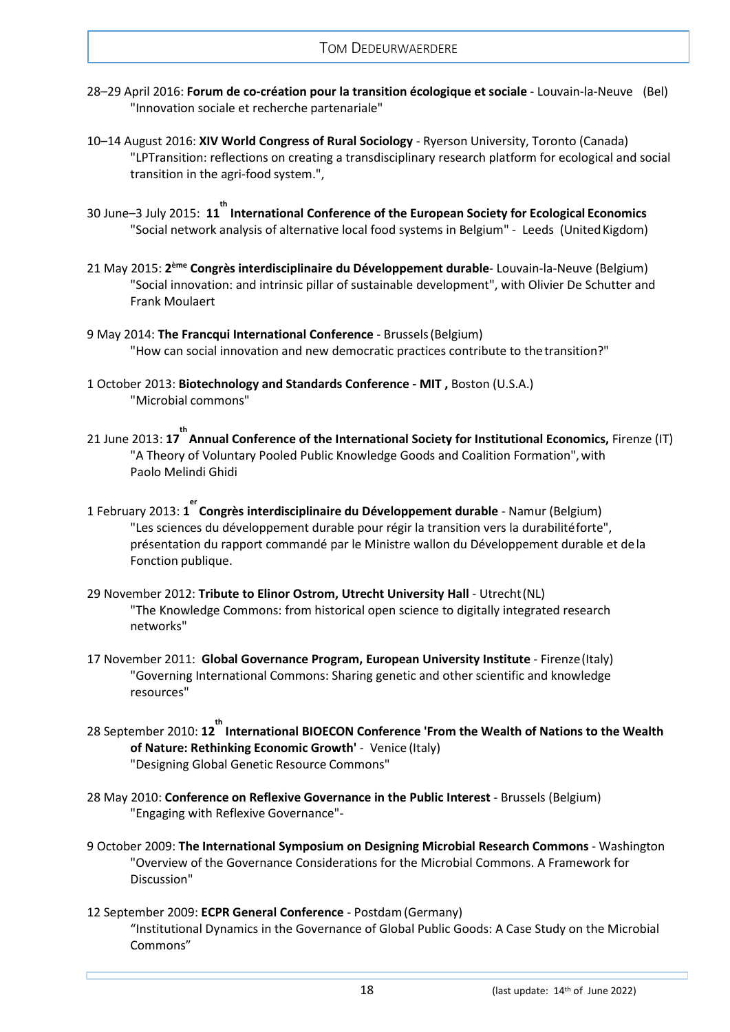28–29 April 2016: **Forum de co-création pour la transition écologique et sociale** - Louvain-la-Neuve (Bel)
"Innovation sociale et recherche partenariale"

10–14 August 2016: **XIV World Congress of Rural Sociology** - Ryerson University, Toronto (Canada)
"LPTransition: reflections on creating a transdisciplinary research platform for ecological and social transition in the agri-food system.",

30 June–3 July 2015: **11th International Conference of the European Society for Ecological Economics**
"Social network analysis of alternative local food systems in Belgium" - Leeds (United Kigdom)

21 May 2015: **2ème Congrès interdisciplinaire du Développement durable**- Louvain-la-Neuve (Belgium)
"Social innovation: and intrinsic pillar of sustainable development", with Olivier De Schutter and Frank Moulaert

9 May 2014: **The Francqui International Conference** - Brussels (Belgium)
"How can social innovation and new democratic practices contribute to the transition?"

1 October 2013: **Biotechnology and Standards Conference - MIT ,** Boston (U.S.A.)
"Microbial commons"

21 June 2013: **17th Annual Conference of the International Society for Institutional Economics,** Firenze (IT)
"A Theory of Voluntary Pooled Public Knowledge Goods and Coalition Formation", with Paolo Melindi Ghidi

1 February 2013: **1er Congrès interdisciplinaire du Développement durable** - Namur (Belgium)
"Les sciences du développement durable pour régir la transition vers la durabilité forte", présentation du rapport commandé par le Ministre wallon du Développement durable et de la Fonction publique.

29 November 2012: **Tribute to Elinor Ostrom, Utrecht University Hall** - Utrecht (NL)
"The Knowledge Commons: from historical open science to digitally integrated research networks"

17 November 2011: **Global Governance Program, European University Institute** - Firenze (Italy)
"Governing International Commons: Sharing genetic and other scientific and knowledge resources"

28 September 2010: **12th International BIOECON Conference 'From the Wealth of Nations to the Wealth of Nature: Rethinking Economic Growth'** - Venice (Italy)
"Designing Global Genetic Resource Commons"

28 May 2010: **Conference on Reflexive Governance in the Public Interest** - Brussels (Belgium)
"Engaging with Reflexive Governance"-

9 October 2009: **The International Symposium on Designing Microbial Research Commons** - Washington
"Overview of the Governance Considerations for the Microbial Commons. A Framework for Discussion"

12 September 2009: **ECPR General Conference** - Postdam (Germany)
"Institutional Dynamics in the Governance of Global Public Goods: A Case Study on the Microbial Commons"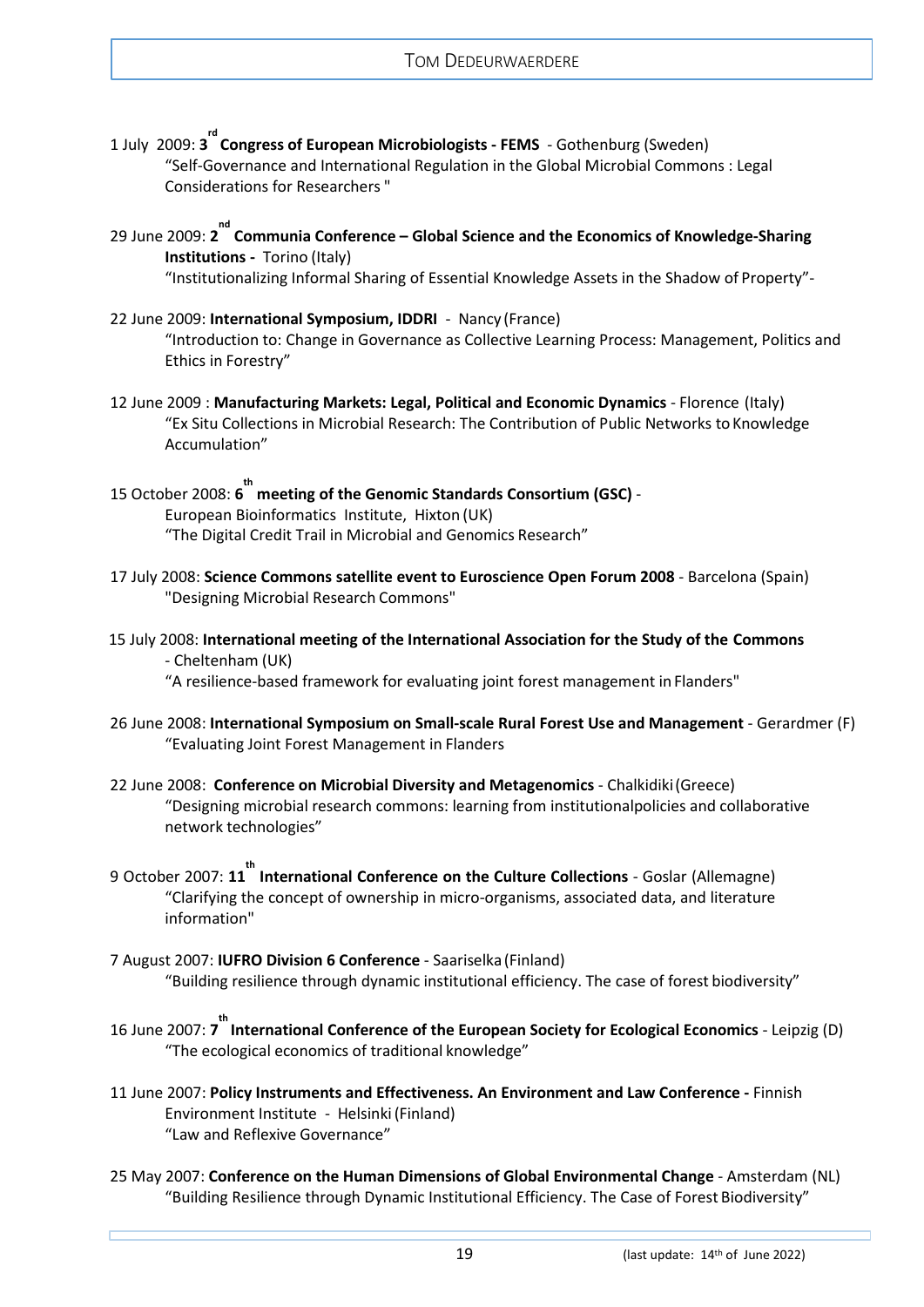1 July 2009: **3rd Congress of European Microbiologists - FEMS** - Gothenburg (Sweden)
"Self-Governance and International Regulation in the Global Microbial Commons : Legal Considerations for Researchers "

29 June 2009: **2nd Communia Conference – Global Science and the Economics of Knowledge-Sharing Institutions -** Torino (Italy)
"Institutionalizing Informal Sharing of Essential Knowledge Assets in the Shadow of Property"-

22 June 2009: **International Symposium, IDDRI** - Nancy (France)
"Introduction to: Change in Governance as Collective Learning Process: Management, Politics and Ethics in Forestry"

12 June 2009 : **Manufacturing Markets: Legal, Political and Economic Dynamics** - Florence (Italy)
"Ex Situ Collections in Microbial Research: The Contribution of Public Networks to Knowledge Accumulation"

15 October 2008: **6th meeting of the Genomic Standards Consortium (GSC)** - European Bioinformatics Institute, Hixton (UK)
"The Digital Credit Trail in Microbial and Genomics Research"

17 July 2008: **Science Commons satellite event to Euroscience Open Forum 2008** - Barcelona (Spain)
"Designing Microbial Research Commons"

15 July 2008: **International meeting of the International Association for the Study of the Commons** - Cheltenham (UK)
"A resilience-based framework for evaluating joint forest management in Flanders"

26 June 2008: **International Symposium on Small-scale Rural Forest Use and Management** - Gerardmer (F)
"Evaluating Joint Forest Management in Flanders

22 June 2008: **Conference on Microbial Diversity and Metagenomics** - Chalkidiki (Greece)
"Designing microbial research commons: learning from institutionalpolicies and collaborative network technologies"

9 October 2007: **11th International Conference on the Culture Collections** - Goslar (Allemagne)
"Clarifying the concept of ownership in micro-organisms, associated data, and literature information"

7 August 2007: **IUFRO Division 6 Conference** - Saariselka (Finland)
"Building resilience through dynamic institutional efficiency. The case of forest biodiversity"

16 June 2007: **7th International Conference of the European Society for Ecological Economics** - Leipzig (D)
"The ecological economics of traditional knowledge"

11 June 2007: **Policy Instruments and Effectiveness. An Environment and Law Conference -** Finnish Environment Institute - Helsinki (Finland)
"Law and Reflexive Governance"

25 May 2007: **Conference on the Human Dimensions of Global Environmental Change** - Amsterdam (NL)
"Building Resilience through Dynamic Institutional Efficiency. The Case of Forest Biodiversity"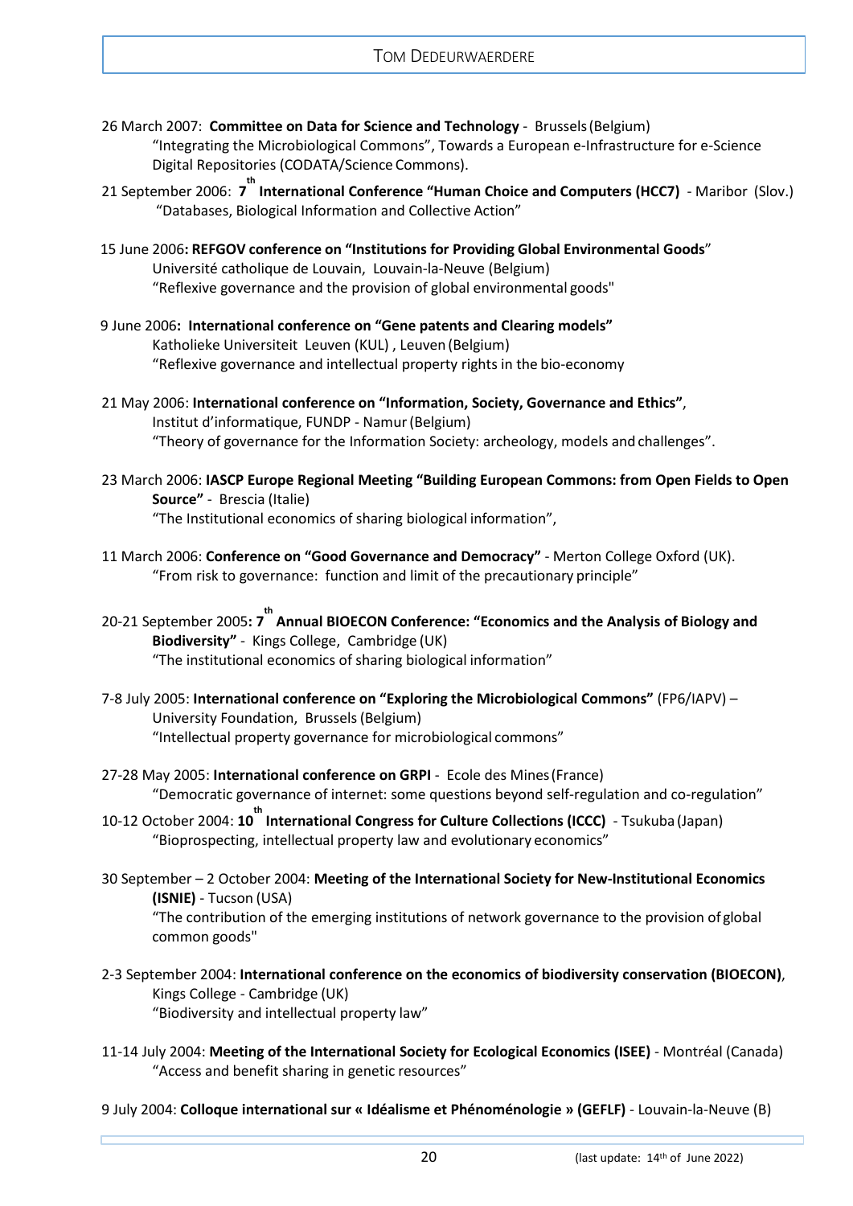26 March 2007: **Committee on Data for Science and Technology** - Brussels (Belgium)
"Integrating the Microbiological Commons", Towards a European e-Infrastructure for e-Science Digital Repositories (CODATA/Science Commons).

21 September 2006: **7th International Conference "Human Choice and Computers (HCC7)"** - Maribor (Slov.)
"Databases, Biological Information and Collective Action"

15 June 2006**: REFGOV conference on "Institutions for Providing Global Environmental Goods**"
Université catholique de Louvain, Louvain-la-Neuve (Belgium)
"Reflexive governance and the provision of global environmental goods"

9 June 2006**: International conference on "Gene patents and Clearing models"**
Katholieke Universiteit Leuven (KUL) , Leuven (Belgium)
"Reflexive governance and intellectual property rights in the bio-economy

21 May 2006: **International conference on "Information, Society, Governance and Ethics"**,
Institut d'informatique, FUNDP - Namur (Belgium)
"Theory of governance for the Information Society: archeology, models and challenges".

23 March 2006: **IASCP Europe Regional Meeting "Building European Commons: from Open Fields to Open Source"** - Brescia (Italie)
"The Institutional economics of sharing biological information",

11 March 2006: **Conference on "Good Governance and Democracy"** - Merton College Oxford (UK).
"From risk to governance: function and limit of the precautionary principle"

20-21 September 2005**: 7th Annual BIOECON Conference: "Economics and the Analysis of Biology and Biodiversity"** - Kings College, Cambridge (UK)
"The institutional economics of sharing biological information"

7-8 July 2005: **International conference on "Exploring the Microbiological Commons"** (FP6/IAPV) – University Foundation, Brussels (Belgium)
"Intellectual property governance for microbiological commons"

27-28 May 2005: **International conference on GRPI** - Ecole des Mines (France)
"Democratic governance of internet: some questions beyond self-regulation and co-regulation"

10-12 October 2004: **10th International Congress for Culture Collections (ICCC)** - Tsukuba (Japan)
"Bioprospecting, intellectual property law and evolutionary economics"

30 September – 2 October 2004: **Meeting of the International Society for New-Institutional Economics (ISNIE)** - Tucson (USA)
"The contribution of the emerging institutions of network governance to the provision of global common goods"

2-3 September 2004: **International conference on the economics of biodiversity conservation (BIOECON)**, Kings College - Cambridge (UK)
"Biodiversity and intellectual property law"

11-14 July 2004: **Meeting of the International Society for Ecological Economics (ISEE)** - Montréal (Canada)
"Access and benefit sharing in genetic resources"

9 July 2004: **Colloque international sur « Idéalisme et Phénoménologie » (GEFLF)** - Louvain-la-Neuve (B)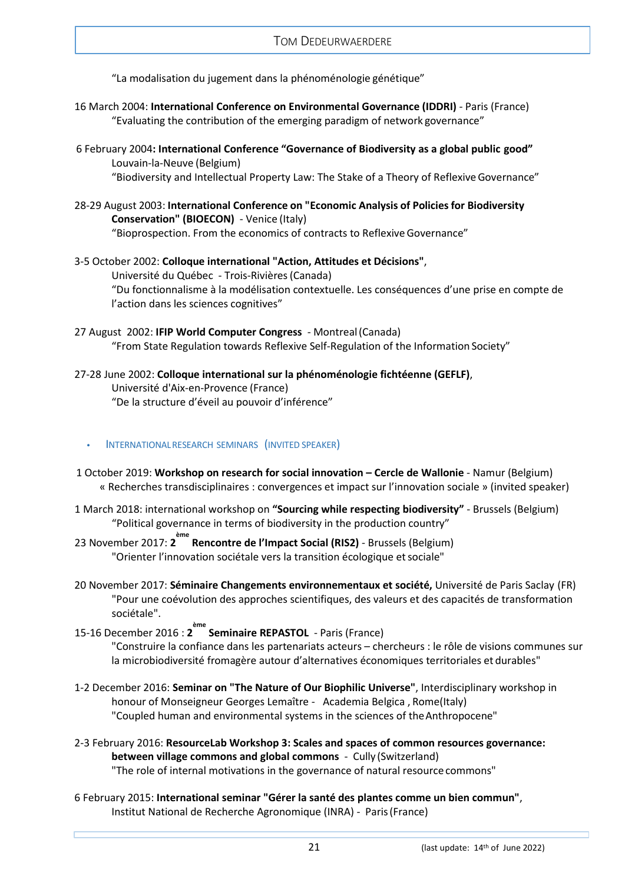"La modalisation du jugement dans la phénoménologie génétique"

16 March 2004: **International Conference on Environmental Governance (IDDRI)** - Paris (France)
"Evaluating the contribution of the emerging paradigm of network governance"

6 February 2004**: International Conference "Governance of Biodiversity as a global public good"**
Louvain-la-Neuve (Belgium)
"Biodiversity and Intellectual Property Law: The Stake of a Theory of Reflexive Governance"

28-29 August 2003: **International Conference on "Economic Analysis of Policies for Biodiversity Conservation" (BIOECON)** - Venice (Italy)
"Bioprospection. From the economics of contracts to Reflexive Governance"

3-5 October 2002: **Colloque international "Action, Attitudes et Décisions"**,
Université du Québec - Trois-Rivières (Canada)
"Du fonctionnalisme à la modélisation contextuelle. Les conséquences d'une prise en compte de l'action dans les sciences cognitives"

27 August 2002: **IFIP World Computer Congress** - Montreal (Canada)
"From State Regulation towards Reflexive Self-Regulation of the Information Society"

27-28 June 2002: **Colloque international sur la phénoménologie fichtéenne (GEFLF)**,
Université d'Aix-en-Provence (France)
"De la structure d'éveil au pouvoir d'inférence"

- INTERNATIONAL RESEARCH SEMINARS (INVITED SPEAKER)

1 October 2019: **Workshop on research for social innovation – Cercle de Wallonie** - Namur (Belgium)
« Recherches transdisciplinaires : convergences et impact sur l'innovation sociale » (invited speaker)

1 March 2018: international workshop on **"Sourcing while respecting biodiversity"** - Brussels (Belgium)
"Political governance in terms of biodiversity in the production country"

23 November 2017: **2ème Rencontre de l'Impact Social (RIS2)** - Brussels (Belgium)
"Orienter l'innovation sociétale vers la transition écologique et sociale"

20 November 2017: **Séminaire Changements environnementaux et société,** Université de Paris Saclay (FR)
"Pour une coévolution des approches scientifiques, des valeurs et des capacités de transformation sociétale".

15-16 December 2016 : **2ème Seminaire REPASTOL** - Paris (France)
"Construire la confiance dans les partenariats acteurs – chercheurs : le rôle de visions communes sur la microbiodiversité fromagère autour d'alternatives économiques territoriales et durables"

1-2 December 2016: **Seminar on "The Nature of Our Biophilic Universe"**, Interdisciplinary workshop in honour of Monseigneur Georges Lemaître - Academia Belgica , Rome(Italy)
"Coupled human and environmental systems in the sciences of the Anthropocene"

2-3 February 2016: **ResourceLab Workshop 3: Scales and spaces of common resources governance: between village commons and global commons** - Cully (Switzerland)
"The role of internal motivations in the governance of natural resource commons"

6 February 2015: **International seminar "Gérer la santé des plantes comme un bien commun"**,
Institut National de Recherche Agronomique (INRA) - Paris (France)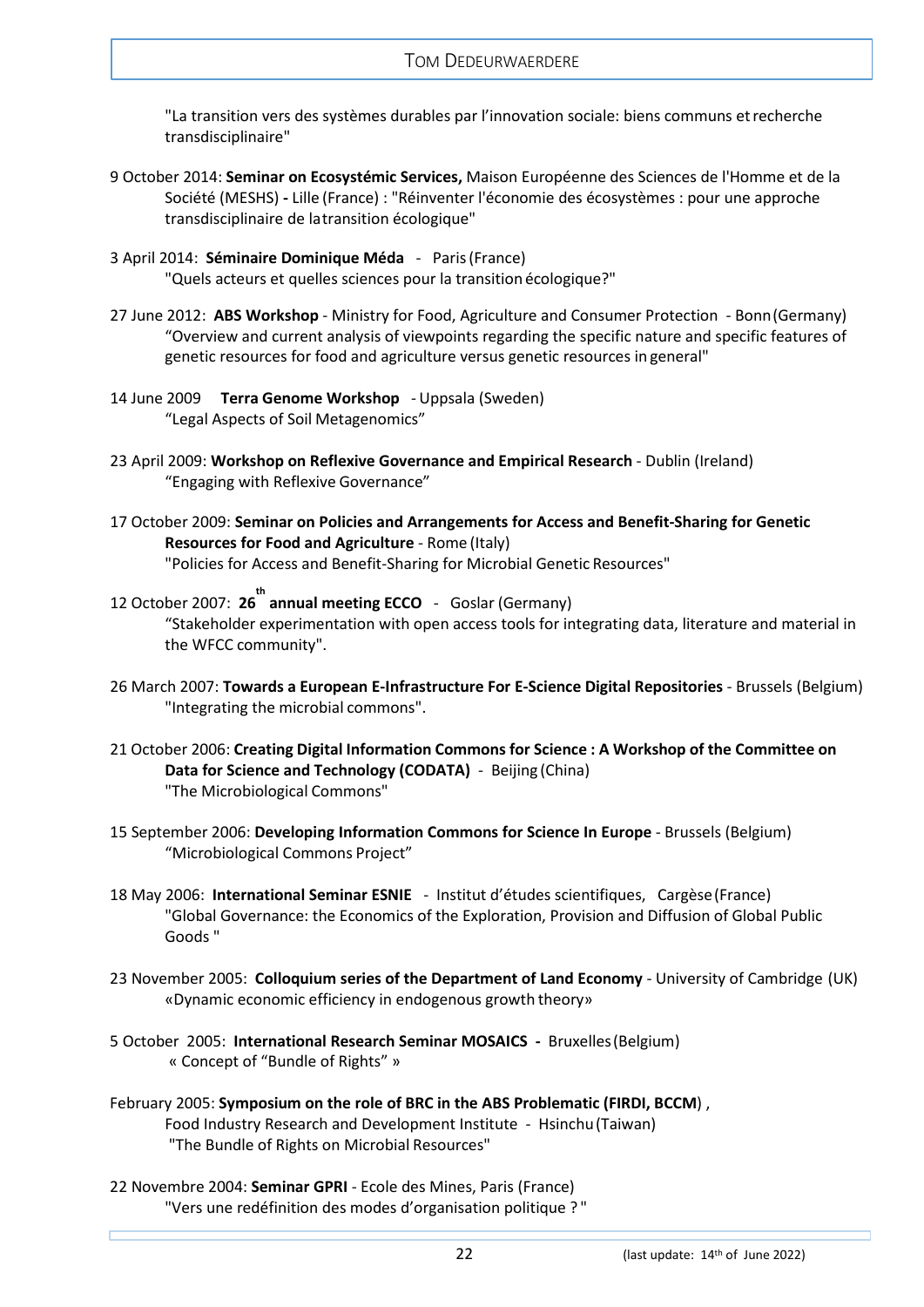"La transition vers des systèmes durables par l'innovation sociale: biens communs et recherche transdisciplinaire"

9 October 2014: **Seminar on Ecosystémic Services,** Maison Européenne des Sciences de l'Homme et de la Société (MESHS) **-** Lille (France) : "Réinventer l'économie des écosystèmes : pour une approche transdisciplinaire de la transition écologique"

3 April 2014: **Séminaire Dominique Méda** - Paris (France)
"Quels acteurs et quelles sciences pour la transition écologique?"

27 June 2012: **ABS Workshop** - Ministry for Food, Agriculture and Consumer Protection - Bonn (Germany)
"Overview and current analysis of viewpoints regarding the specific nature and specific features of genetic resources for food and agriculture versus genetic resources in general"

14 June 2009 **Terra Genome Workshop** - Uppsala (Sweden)
"Legal Aspects of Soil Metagenomics"

23 April 2009: **Workshop on Reflexive Governance and Empirical Research** - Dublin (Ireland)
"Engaging with Reflexive Governance"

17 October 2009: **Seminar on Policies and Arrangements for Access and Benefit-Sharing for Genetic Resources for Food and Agriculture** - Rome (Italy)
"Policies for Access and Benefit-Sharing for Microbial Genetic Resources"

12 October 2007: **26th annual meeting ECCO** - Goslar (Germany)
"Stakeholder experimentation with open access tools for integrating data, literature and material in the WFCC community".

26 March 2007: **Towards a European E-Infrastructure For E-Science Digital Repositories** - Brussels (Belgium)
"Integrating the microbial commons".

21 October 2006: **Creating Digital Information Commons for Science : A Workshop of the Committee on Data for Science and Technology (CODATA)** - Beijing (China)
"The Microbiological Commons"

15 September 2006: **Developing Information Commons for Science In Europe** - Brussels (Belgium)
"Microbiological Commons Project"

18 May 2006: **International Seminar ESNIE** - Institut d'études scientifiques, Cargèse (France)
"Global Governance: the Economics of the Exploration, Provision and Diffusion of Global Public Goods "

23 November 2005: **Colloquium series of the Department of Land Economy** - University of Cambridge (UK)
«Dynamic economic efficiency in endogenous growth theory»

5 October 2005: **International Research Seminar MOSAICS -** Bruxelles (Belgium)
« Concept of "Bundle of Rights" »

February 2005: **Symposium on the role of BRC in the ABS Problematic (FIRDI, BCCM**),
Food Industry Research and Development Institute - Hsinchu (Taiwan)
"The Bundle of Rights on Microbial Resources"

22 Novembre 2004: **Seminar GPRI** - Ecole des Mines, Paris (France)
"Vers une redéfinition des modes d'organisation politique ? "

(last update: 14th of June 2022)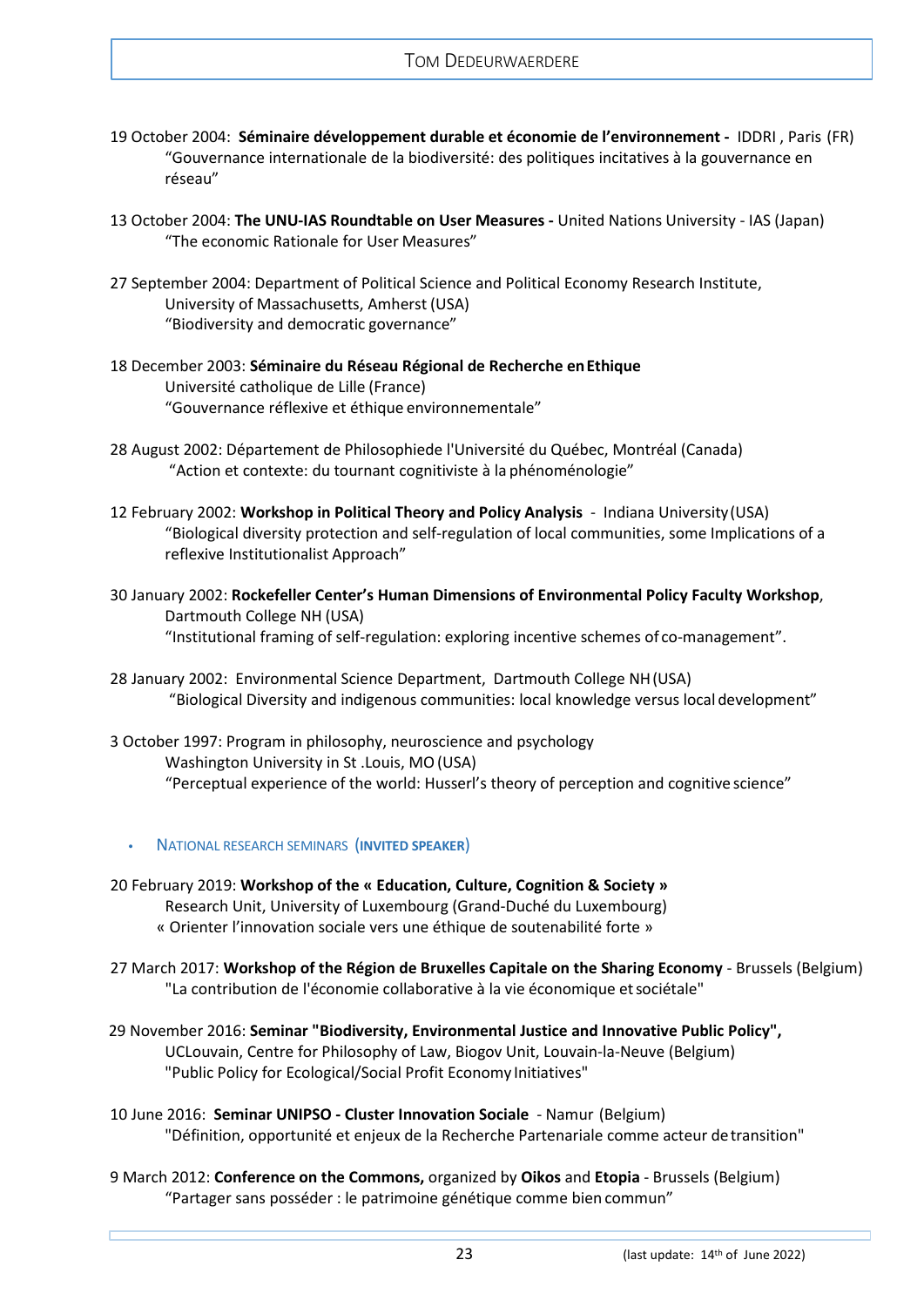19 October 2004: **Séminaire développement durable et économie de l'environnement -** IDDRI , Paris (FR)
"Gouvernance internationale de la biodiversité: des politiques incitatives à la gouvernance en réseau"

13 October 2004: **The UNU-IAS Roundtable on User Measures -** United Nations University - IAS (Japan)
"The economic Rationale for User Measures"

27 September 2004: Department of Political Science and Political Economy Research Institute, University of Massachusetts, Amherst (USA)
"Biodiversity and democratic governance"

18 December 2003: **Séminaire du Réseau Régional de Recherche en Ethique**
Université catholique de Lille (France)
"Gouvernance réflexive et éthique environnementale"

28 August 2002: Département de Philosophiede l'Université du Québec, Montréal (Canada)
"Action et contexte: du tournant cognitiviste à la phénoménologie"

12 February 2002: **Workshop in Political Theory and Policy Analysis** - Indiana University (USA)
"Biological diversity protection and self-regulation of local communities, some Implications of a reflexive Institutionalist Approach"

30 January 2002: **Rockefeller Center's Human Dimensions of Environmental Policy Faculty Workshop**, Dartmouth College NH (USA)
"Institutional framing of self-regulation: exploring incentive schemes of co-management".

28 January 2002: Environmental Science Department, Dartmouth College NH (USA)
"Biological Diversity and indigenous communities: local knowledge versus local development"

3 October 1997: Program in philosophy, neuroscience and psychology
Washington University in St .Louis, MO (USA)
"Perceptual experience of the world: Husserl's theory of perception and cognitive science"

- NATIONAL RESEARCH SEMINARS (**INVITED SPEAKER**)

20 February 2019: **Workshop of the « Education, Culture, Cognition & Society »** Research Unit, University of Luxembourg (Grand-Duché du Luxembourg)
« Orienter l'innovation sociale vers une éthique de soutenabilité forte »

27 March 2017: **Workshop of the Région de Bruxelles Capitale on the Sharing Economy** - Brussels (Belgium)
"La contribution de l'économie collaborative à la vie économique et sociétale"

29 November 2016: **Seminar "Biodiversity, Environmental Justice and Innovative Public Policy",** UCLouvain, Centre for Philosophy of Law, Biogov Unit, Louvain-la-Neuve (Belgium)
"Public Policy for Ecological/Social Profit Economy Initiatives"

10 June 2016: **Seminar UNIPSO - Cluster Innovation Sociale** - Namur (Belgium)
"Définition, opportunité et enjeux de la Recherche Partenariale comme acteur de transition"

9 March 2012: **Conference on the Commons,** organized by **Oikos** and **Etopia** - Brussels (Belgium)
"Partager sans posséder : le patrimoine génétique comme bien commun"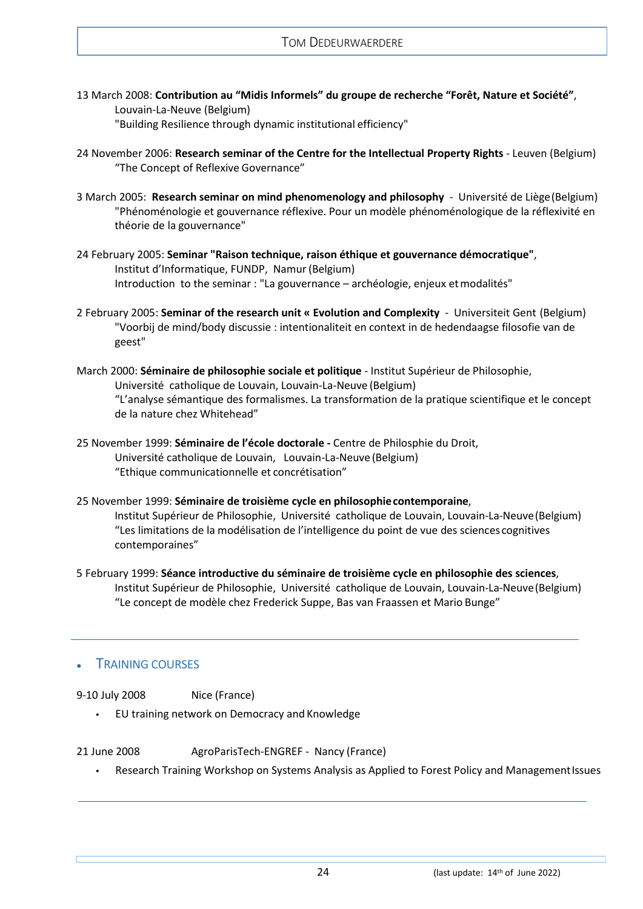13 March 2008: **Contribution au "Midis Informels" du groupe de recherche "Forêt, Nature et Société"**, Louvain-La-Neuve (Belgium)
"Building Resilience through dynamic institutional efficiency"

24 November 2006: **Research seminar of the Centre for the Intellectual Property Rights** - Leuven (Belgium)
"The Concept of Reflexive Governance"

3 March 2005: **Research seminar on mind phenomenology and philosophy** - Université de Liège (Belgium)
"Phénoménologie et gouvernance réflexive. Pour un modèle phénoménologique de la réflexivité en théorie de la gouvernance"

24 February 2005: **Seminar "Raison technique, raison éthique et gouvernance démocratique"**, Institut d'Informatique, FUNDP, Namur (Belgium)
Introduction to the seminar : "La gouvernance – archéologie, enjeux et modalités"

2 February 2005: **Seminar of the research unit « Evolution and Complexity** - Universiteit Gent (Belgium)
"Voorbij de mind/body discussie : intentionaliteit en context in de hedendaagse filosofie van de geest"

March 2000: **Séminaire de philosophie sociale et politique** - Institut Supérieur de Philosophie, Université catholique de Louvain, Louvain-La-Neuve (Belgium)
"L'analyse sémantique des formalismes. La transformation de la pratique scientifique et le concept de la nature chez Whitehead"

25 November 1999: **Séminaire de l'école doctorale -** Centre de Philosphie du Droit, Université catholique de Louvain, Louvain-La-Neuve (Belgium)
"Ethique communicationnelle et concrétisation"

25 November 1999: **Séminaire de troisième cycle en philosophie contemporaine**, Institut Supérieur de Philosophie, Université catholique de Louvain, Louvain-La-Neuve (Belgium)
"Les limitations de la modélisation de l'intelligence du point de vue des sciences cognitives contemporaines"

5 February 1999: **Séance introductive du séminaire de troisième cycle en philosophie des sciences**, Institut Supérieur de Philosophie, Université catholique de Louvain, Louvain-La-Neuve (Belgium)
"Le concept de modèle chez Frederick Suppe, Bas van Fraassen et Mario Bunge"

---

## Training Courses

9-10 July 2008 Nice (France)

- EU training network on Democracy and Knowledge

21 June 2008 AgroParisTech-ENGREF - Nancy (France)

- Research Training Workshop on Systems Analysis as Applied to Forest Policy and Management Issues

---

(last update: 14th of June 2022)